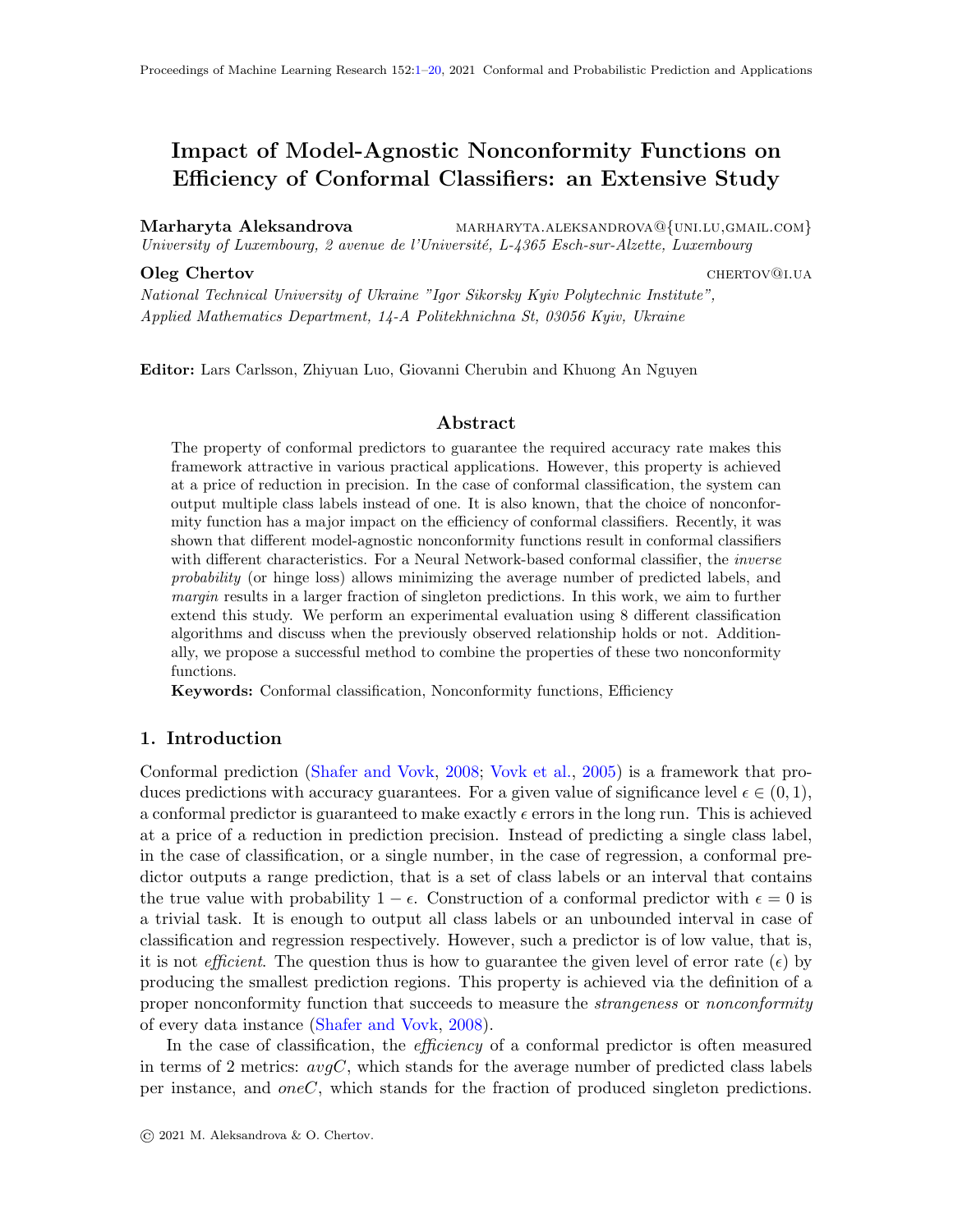# Impact of Model-Agnostic Nonconformity Functions on Efficiency of Conformal Classifiers: an Extensive Study

**Marharyta Aleksandrova** marharyta.aleksandrova@{uni.lu,gmail.com}
*University of Luxembourg, 2 avenue de l'Université, L-4365 Esch-sur-Alzette, Luxembourg*

**Oleg Chertov** chertov@i.ua
*National Technical University of Ukraine "Igor Sikorsky Kyiv Polytechnic Institute", Applied Mathematics Department, 14-A Politekhnichna St, 03056 Kyiv, Ukraine*

**Editor:** Lars Carlsson, Zhiyuan Luo, Giovanni Cherubin and Khuong An Nguyen

## Abstract

The property of conformal predictors to guarantee the required accuracy rate makes this framework attractive in various practical applications. However, this property is achieved at a price of reduction in precision. In the case of conformal classification, the system can output multiple class labels instead of one. It is also known, that the choice of nonconformity function has a major impact on the efficiency of conformal classifiers. Recently, it was shown that different model-agnostic nonconformity functions result in conformal classifiers with different characteristics. For a Neural Network-based conformal classifier, the *inverse probability* (or hinge loss) allows minimizing the average number of predicted labels, and *margin* results in a larger fraction of singleton predictions. In this work, we aim to further extend this study. We perform an experimental evaluation using 8 different classification algorithms and discuss when the previously observed relationship holds or not. Additionally, we propose a successful method to combine the properties of these two nonconformity functions.

**Keywords:** Conformal classification, Nonconformity functions, Efficiency

## 1. Introduction

Conformal prediction (Shafer and Vovk, 2008; Vovk et al., 2005) is a framework that produces predictions with accuracy guarantees. For a given value of significance level $\epsilon \in (0, 1)$, a conformal predictor is guaranteed to make exactly $\epsilon$ errors in the long run. This is achieved at a price of a reduction in prediction precision. Instead of predicting a single class label, in the case of classification, or a single number, in the case of regression, a conformal predictor outputs a range prediction, that is a set of class labels or an interval that contains the true value with probability $1 - \epsilon$. Construction of a conformal predictor with $\epsilon = 0$ is a trivial task. It is enough to output all class labels or an unbounded interval in case of classification and regression respectively. However, such a predictor is of low value, that is, it is not *efficient*. The question thus is how to guarantee the given level of error rate ($\epsilon$) by producing the smallest prediction regions. This property is achieved via the definition of a proper nonconformity function that succeeds to measure the *strangeness* or *nonconformity* of every data instance (Shafer and Vovk, 2008).

In the case of classification, the *efficiency* of a conformal predictor is often measured in terms of 2 metrics: *avgC*, which stands for the average number of predicted class labels per instance, and *oneC*, which stands for the fraction of produced singleton predictions.

© 2021 M. Aleksandrova & O. Chertov.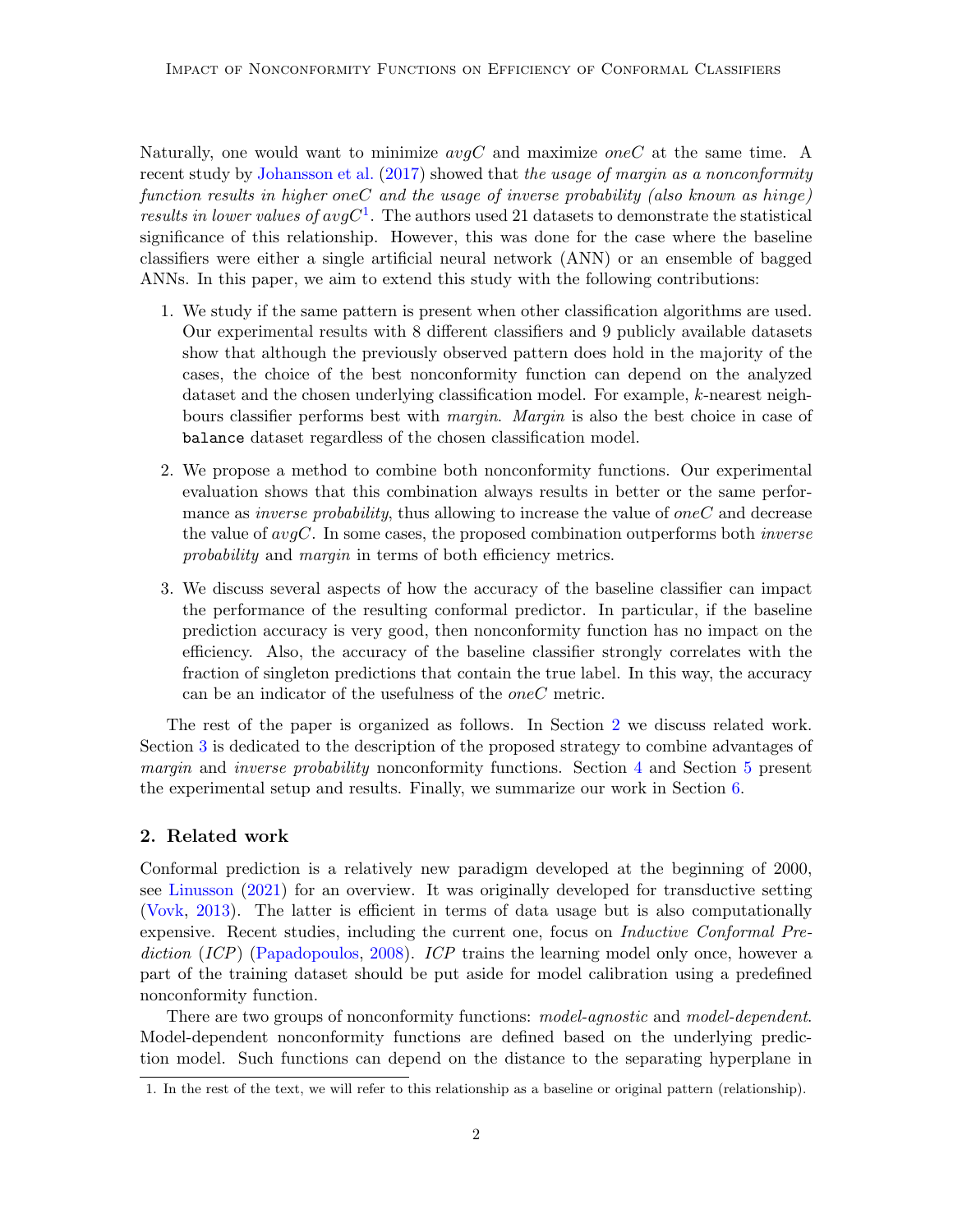Naturally, one would want to minimize *avgC* and maximize *oneC* at the same time. A recent study by Johansson et al. (2017) showed that *the usage of margin as a nonconformity function results in higher oneC and the usage of inverse probability (also known as hinge) results in lower values of avgC*[1]. The authors used 21 datasets to demonstrate the statistical significance of this relationship. However, this was done for the case where the baseline classifiers were either a single artificial neural network (ANN) or an ensemble of bagged ANNs. In this paper, we aim to extend this study with the following contributions:

1. We study if the same pattern is present when other classification algorithms are used. Our experimental results with 8 different classifiers and 9 publicly available datasets show that although the previously observed pattern does hold in the majority of the cases, the choice of the best nonconformity function can depend on the analyzed dataset and the chosen underlying classification model. For example, $k$-nearest neighbours classifier performs best with *margin*. *Margin* is also the best choice in case of `balance` dataset regardless of the chosen classification model.

2. We propose a method to combine both nonconformity functions. Our experimental evaluation shows that this combination always results in better or the same performance as *inverse probability*, thus allowing to increase the value of *oneC* and decrease the value of *avgC*. In some cases, the proposed combination outperforms both *inverse probability* and *margin* in terms of both efficiency metrics.

3. We discuss several aspects of how the accuracy of the baseline classifier can impact the performance of the resulting conformal predictor. In particular, if the baseline prediction accuracy is very good, then nonconformity function has no impact on the efficiency. Also, the accuracy of the baseline classifier strongly correlates with the fraction of singleton predictions that contain the true label. In this way, the accuracy can be an indicator of the usefulness of the *oneC* metric.

The rest of the paper is organized as follows. In Section 2 we discuss related work. Section 3 is dedicated to the description of the proposed strategy to combine advantages of *margin* and *inverse probability* nonconformity functions. Section 4 and Section 5 present the experimental setup and results. Finally, we summarize our work in Section 6.

## 2. Related work

Conformal prediction is a relatively new paradigm developed at the beginning of 2000, see Linusson (2021) for an overview. It was originally developed for transductive setting (Vovk, 2013). The latter is efficient in terms of data usage but is also computationally expensive. Recent studies, including the current one, focus on *Inductive Conformal Prediction* (*ICP*) (Papadopoulos, 2008). *ICP* trains the learning model only once, however a part of the training dataset should be put aside for model calibration using a predefined nonconformity function.

There are two groups of nonconformity functions: *model-agnostic* and *model-dependent*. Model-dependent nonconformity functions are defined based on the underlying prediction model. Such functions can depend on the distance to the separating hyperplane in

[1] In the rest of the text, we will refer to this relationship as a baseline or original pattern (relationship).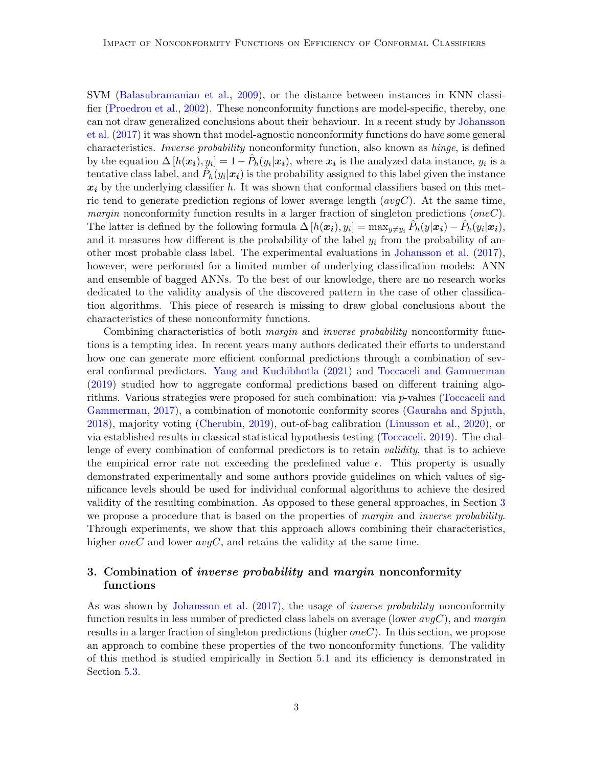SVM (Balasubramanian et al., 2009), or the distance between instances in KNN classifier (Proedrou et al., 2002). These nonconformity functions are model-specific, thereby, one can not draw generalized conclusions about their behaviour. In a recent study by Johansson et al. (2017) it was shown that model-agnostic nonconformity functions do have some general characteristics. *Inverse probability* nonconformity function, also known as *hinge*, is defined by the equation $\Delta\left[h(\boldsymbol{x_i}), y_i\right] = 1 - \hat{P}_h(y_i|\boldsymbol{x_i})$, where $\boldsymbol{x_i}$ is the analyzed data instance, $y_i$ is a tentative class label, and $\hat{P}_h(y_i|\boldsymbol{x_i})$ is the probability assigned to this label given the instance $\boldsymbol{x_i}$ by the underlying classifier $h$. It was shown that conformal classifiers based on this metric tend to generate prediction regions of lower average length ($avgC$). At the same time, *margin* nonconformity function results in a larger fraction of singleton predictions ($oneC$). The latter is defined by the following formula $\Delta\left[h(\boldsymbol{x_i}), y_i\right] = \max_{y \neq y_i} \hat{P}_h(y|\boldsymbol{x_i}) - \hat{P}_h(y_i|\boldsymbol{x_i})$, and it measures how different is the probability of the label $y_i$ from the probability of another most probable class label. The experimental evaluations in Johansson et al. (2017), however, were performed for a limited number of underlying classification models: ANN and ensemble of bagged ANNs. To the best of our knowledge, there are no research works dedicated to the validity analysis of the discovered pattern in the case of other classification algorithms. This piece of research is missing to draw global conclusions about the characteristics of these nonconformity functions.

Combining characteristics of both *margin* and *inverse probability* nonconformity functions is a tempting idea. In recent years many authors dedicated their efforts to understand how one can generate more efficient conformal predictions through a combination of several conformal predictors. Yang and Kuchibhotla (2021) and Toccaceli and Gammerman (2019) studied how to aggregate conformal predictions based on different training algorithms. Various strategies were proposed for such combination: via $p$-values (Toccaceli and Gammerman, 2017), a combination of monotonic conformity scores (Gauraha and Spjuth, 2018), majority voting (Cherubin, 2019), out-of-bag calibration (Linusson et al., 2020), or via established results in classical statistical hypothesis testing (Toccaceli, 2019). The challenge of every combination of conformal predictors is to retain *validity*, that is to achieve the empirical error rate not exceeding the predefined value $\epsilon$. This property is usually demonstrated experimentally and some authors provide guidelines on which values of significance levels should be used for individual conformal algorithms to achieve the desired validity of the resulting combination. As opposed to these general approaches, in Section 3 we propose a procedure that is based on the properties of *margin* and *inverse probability*. Through experiments, we show that this approach allows combining their characteristics, higher $oneC$ and lower $avgC$, and retains the validity at the same time.

## 3. Combination of *inverse probability* and *margin* nonconformity functions

As was shown by Johansson et al. (2017), the usage of *inverse probability* nonconformity function results in less number of predicted class labels on average (lower $avgC$), and *margin* results in a larger fraction of singleton predictions (higher $oneC$). In this section, we propose an approach to combine these properties of the two nonconformity functions. The validity of this method is studied empirically in Section 5.1 and its efficiency is demonstrated in Section 5.3.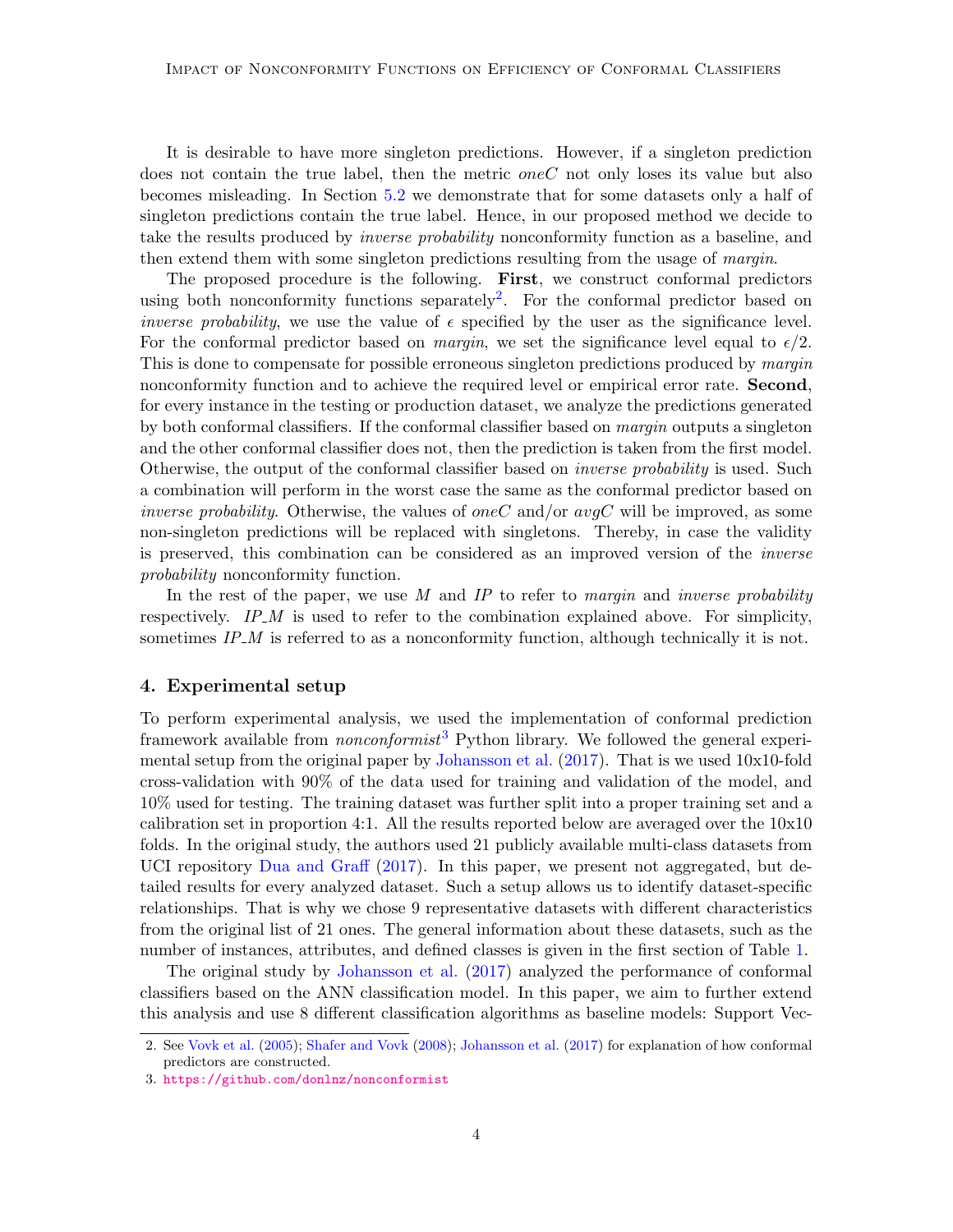It is desirable to have more singleton predictions. However, if a singleton prediction does not contain the true label, then the metric *oneC* not only loses its value but also becomes misleading. In Section 5.2 we demonstrate that for some datasets only a half of singleton predictions contain the true label. Hence, in our proposed method we decide to take the results produced by *inverse probability* nonconformity function as a baseline, and then extend them with some singleton predictions resulting from the usage of *margin*.

The proposed procedure is the following. **First**, we construct conformal predictors using both nonconformity functions separately[2]. For the conformal predictor based on *inverse probability*, we use the value of $\epsilon$ specified by the user as the significance level. For the conformal predictor based on *margin*, we set the significance level equal to $\epsilon/2$. This is done to compensate for possible erroneous singleton predictions produced by *margin* nonconformity function and to achieve the required level or empirical error rate. **Second**, for every instance in the testing or production dataset, we analyze the predictions generated by both conformal classifiers. If the conformal classifier based on *margin* outputs a singleton and the other conformal classifier does not, then the prediction is taken from the first model. Otherwise, the output of the conformal classifier based on *inverse probability* is used. Such a combination will perform in the worst case the same as the conformal predictor based on *inverse probability*. Otherwise, the values of *oneC* and/or *avgC* will be improved, as some non-singleton predictions will be replaced with singletons. Thereby, in case the validity is preserved, this combination can be considered as an improved version of the *inverse probability* nonconformity function.

In the rest of the paper, we use *M* and *IP* to refer to *margin* and *inverse probability* respectively. *IP_M* is used to refer to the combination explained above. For simplicity, sometimes *IP_M* is referred to as a nonconformity function, although technically it is not.

## 4. Experimental setup

To perform experimental analysis, we used the implementation of conformal prediction framework available from *nonconformist*[3] Python library. We followed the general experimental setup from the original paper by Johansson et al. (2017). That is we used 10x10-fold cross-validation with 90% of the data used for training and validation of the model, and 10% used for testing. The training dataset was further split into a proper training set and a calibration set in proportion 4:1. All the results reported below are averaged over the 10x10 folds. In the original study, the authors used 21 publicly available multi-class datasets from UCI repository Dua and Graff (2017). In this paper, we present not aggregated, but detailed results for every analyzed dataset. Such a setup allows us to identify dataset-specific relationships. That is why we chose 9 representative datasets with different characteristics from the original list of 21 ones. The general information about these datasets, such as the number of instances, attributes, and defined classes is given in the first section of Table 1.

The original study by Johansson et al. (2017) analyzed the performance of conformal classifiers based on the ANN classification model. In this paper, we aim to further extend this analysis and use 8 different classification algorithms as baseline models: Support Vec-

2. See Vovk et al. (2005); Shafer and Vovk (2008); Johansson et al. (2017) for explanation of how conformal predictors are constructed.

3. https://github.com/donlnz/nonconformist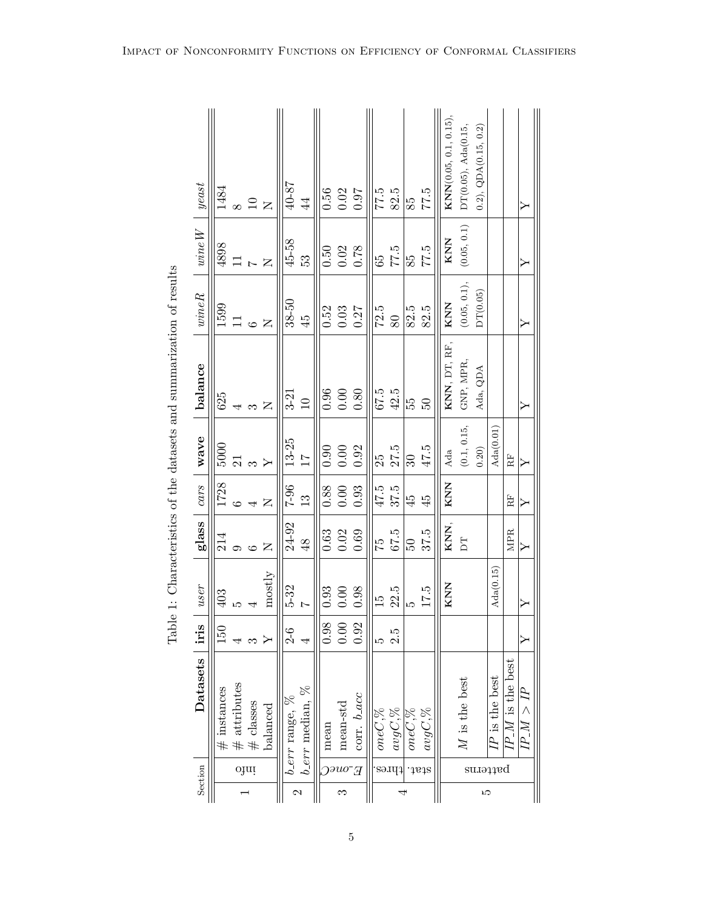Table 1: Characteristics of the datasets and summarization of results

| Section | | Datasets | **iris** | *user* | **glass** | *cars* | **wave** | **balance** | *wineR* | *wineW* | *yeast* |
|---|---|---|---|---|---|---|---|---|---|---|---|
| 1 | info | # instances | 150 | 403 | 214 | 1728 | 5000 | 625 | 1599 | 4898 | 1484 |
| | | # attributes | 4 | 5 | 9 | 6 | 21 | 4 | 11 | 11 | 8 |
| | | # classes | 3 | 4 | 6 | 4 | 3 | 3 | 6 | 7 | 10 |
| | | balanced | Y | mostly | N | N | Y | N | N | N | N |
| 2 | | *b_err* range, % | 2-6 | 5-32 | 24-92 | 7-96 | 13-25 | 3-21 | 38-50 | 45-58 | 40-87 |
| | | *b_err* median, % | 4 | 7 | 48 | 13 | 17 | 10 | 45 | 53 | 44 |
| 3 | *E_oneC* | mean | 0.98 | 0.93 | 0.63 | 0.88 | 0.90 | 0.96 | 0.52 | 0.50 | 0.56 |
| | | mean-std | 0.00 | 0.00 | 0.02 | 0.00 | 0.00 | 0.00 | 0.03 | 0.02 | 0.02 |
| | | corr. *b_acc* | 0.92 | 0.98 | 0.69 | 0.93 | 0.92 | 0.80 | 0.27 | 0.78 | 0.97 |
| 4 | thres. | *oneC*,% | 5 | 15 | 75 | 47.5 | 25 | 67.5 | 72.5 | 65 | 77.5 |
| | | *avgC*,% | 2.5 | 22.5 | 67.5 | 37.5 | 27.5 | 42.5 | 80 | 77.5 | 82.5 |
| | stat. | *oneC*,% | | 5 | 50 | 45 | 30 | 55 | 82.5 | 85 | 85 |
| | | *avgC*,% | | 17.5 | 37.5 | 45 | 47.5 | 50 | 82.5 | 77.5 | 77.5 |
| 5 | patterns | *M* is the best | | **KNN** | **KNN**, DT | **KNN** | Ada (0.1, 0.15, 0.20) | **KNN**, DT, RF, GNP, MPR, Ada, QDA | **KNN** (0.05, 0.1), DT(0.05) | **KNN** (0.05, 0.1) | **KNN**(0.05, 0.1, 0.15), DT(0.05), Ada(0.15, 0.2), QDA(0.15, 0.2) |
| | | *IP* is the best | | Ada(0.15) | | | Ada(0.01) | | | | |
| | | *IP_M* is the best | | | MPR | RF | RF | | | | |
| | | *IP_M* > *IP* | Y | Y | Y | Y | Y | Y | Y | Y | Y |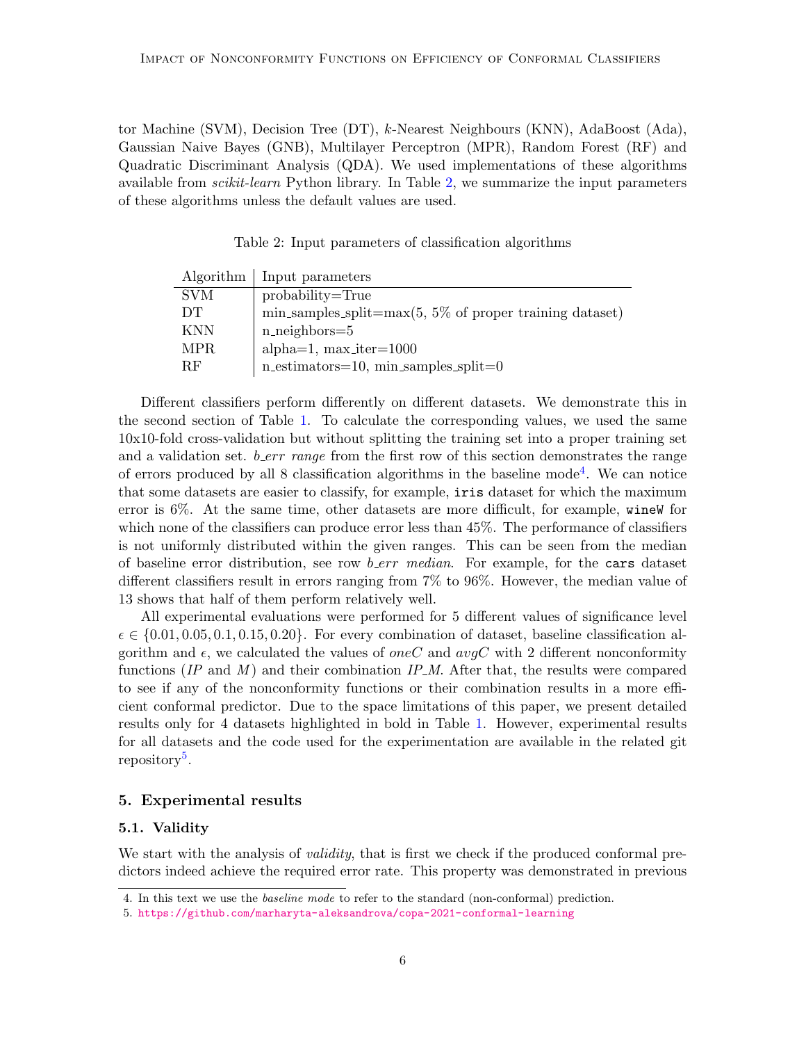tor Machine (SVM), Decision Tree (DT), $k$-Nearest Neighbours (KNN), AdaBoost (Ada), Gaussian Naive Bayes (GNB), Multilayer Perceptron (MPR), Random Forest (RF) and Quadratic Discriminant Analysis (QDA). We used implementations of these algorithms available from *scikit-learn* Python library. In Table 2, we summarize the input parameters of these algorithms unless the default values are used.

Table 2: Input parameters of classification algorithms

| Algorithm | Input parameters |
|---|---|
| SVM | probability=True |
| DT | min_samples_split=max(5, 5% of proper training dataset) |
| KNN | n_neighbors=5 |
| MPR | alpha=1, max_iter=1000 |
| RF | n_estimators=10, min_samples_split=0 |

Different classifiers perform differently on different datasets. We demonstrate this in the second section of Table 1. To calculate the corresponding values, we used the same 10x10-fold cross-validation but without splitting the training set into a proper training set and a validation set. *b_err range* from the first row of this section demonstrates the range of errors produced by all 8 classification algorithms in the baseline mode[4]. We can notice that some datasets are easier to classify, for example, `iris` dataset for which the maximum error is 6%. At the same time, other datasets are more difficult, for example, `wineW` for which none of the classifiers can produce error less than 45%. The performance of classifiers is not uniformly distributed within the given ranges. This can be seen from the median of baseline error distribution, see row *b_err median*. For example, for the `cars` dataset different classifiers result in errors ranging from 7% to 96%. However, the median value of 13 shows that half of them perform relatively well.

All experimental evaluations were performed for 5 different values of significance level $\epsilon \in \{0.01, 0.05, 0.1, 0.15, 0.20\}$. For every combination of dataset, baseline classification algorithm and $\epsilon$, we calculated the values of $oneC$ and $avgC$ with 2 different nonconformity functions ($IP$ and $M$) and their combination $IP\_M$. After that, the results were compared to see if any of the nonconformity functions or their combination results in a more efficient conformal predictor. Due to the space limitations of this paper, we present detailed results only for 4 datasets highlighted in bold in Table 1. However, experimental results for all datasets and the code used for the experimentation are available in the related git repository[5].

## 5. Experimental results

### 5.1. Validity

We start with the analysis of *validity*, that is first we check if the produced conformal predictors indeed achieve the required error rate. This property was demonstrated in previous

4. In this text we use the *baseline mode* to refer to the standard (non-conformal) prediction.
5. https://github.com/marharyta-aleksandrova/copa-2021-conformal-learning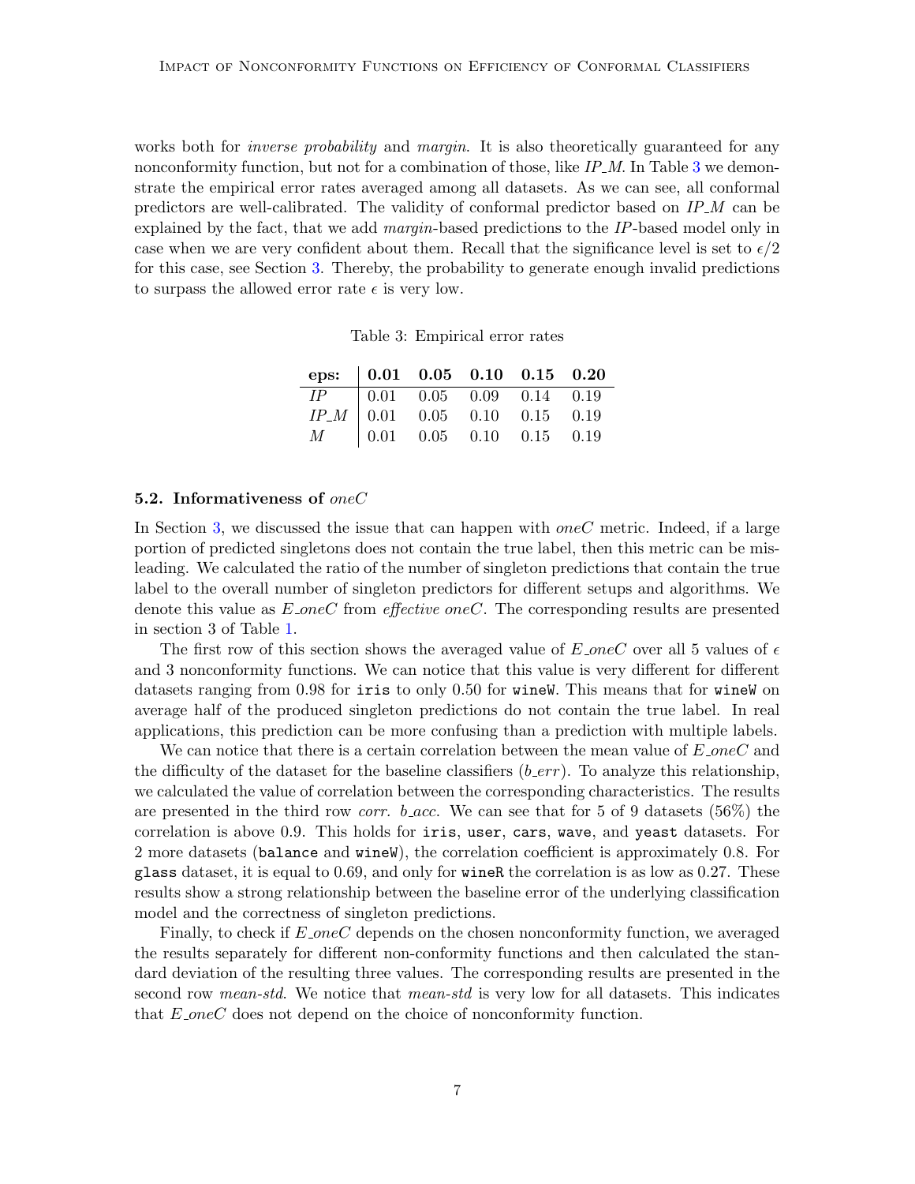works both for *inverse probability* and *margin*. It is also theoretically guaranteed for any nonconformity function, but not for a combination of those, like *IP_M*. In Table 3 we demonstrate the empirical error rates averaged among all datasets. As we can see, all conformal predictors are well-calibrated. The validity of conformal predictor based on *IP_M* can be explained by the fact, that we add *margin*-based predictions to the *IP*-based model only in case when we are very confident about them. Recall that the significance level is set to $\epsilon/2$ for this case, see Section 3. Thereby, the probability to generate enough invalid predictions to surpass the allowed error rate $\epsilon$ is very low.

Table 3: Empirical error rates

| **eps:** | **0.01** | **0.05** | **0.10** | **0.15** | **0.20** |
|---|---|---|---|---|---|
| *IP* | 0.01 | 0.05 | 0.09 | 0.14 | 0.19 |
| *IP_M* | 0.01 | 0.05 | 0.10 | 0.15 | 0.19 |
| *M* | 0.01 | 0.05 | 0.10 | 0.15 | 0.19 |

### 5.2. Informativeness of *oneC*

In Section 3, we discussed the issue that can happen with *oneC* metric. Indeed, if a large portion of predicted singletons does not contain the true label, then this metric can be misleading. We calculated the ratio of the number of singleton predictions that contain the true label to the overall number of singleton predictors for different setups and algorithms. We denote this value as *E_oneC* from *effective oneC*. The corresponding results are presented in section 3 of Table 1.

The first row of this section shows the averaged value of *E_oneC* over all 5 values of $\epsilon$ and 3 nonconformity functions. We can notice that this value is very different for different datasets ranging from 0.98 for `iris` to only 0.50 for `wineW`. This means that for `wineW` on average half of the produced singleton predictions do not contain the true label. In real applications, this prediction can be more confusing than a prediction with multiple labels.

We can notice that there is a certain correlation between the mean value of *E_oneC* and the difficulty of the dataset for the baseline classifiers (*b_err*). To analyze this relationship, we calculated the value of correlation between the corresponding characteristics. The results are presented in the third row *corr. b_acc*. We can see that for 5 of 9 datasets (56%) the correlation is above 0.9. This holds for `iris`, `user`, `cars`, `wave`, and `yeast` datasets. For 2 more datasets (`balance` and `wineW`), the correlation coefficient is approximately 0.8. For `glass` dataset, it is equal to 0.69, and only for `wineR` the correlation is as low as 0.27. These results show a strong relationship between the baseline error of the underlying classification model and the correctness of singleton predictions.

Finally, to check if *E_oneC* depends on the chosen nonconformity function, we averaged the results separately for different non-conformity functions and then calculated the standard deviation of the resulting three values. The corresponding results are presented in the second row *mean-std*. We notice that *mean-std* is very low for all datasets. This indicates that *E_oneC* does not depend on the choice of nonconformity function.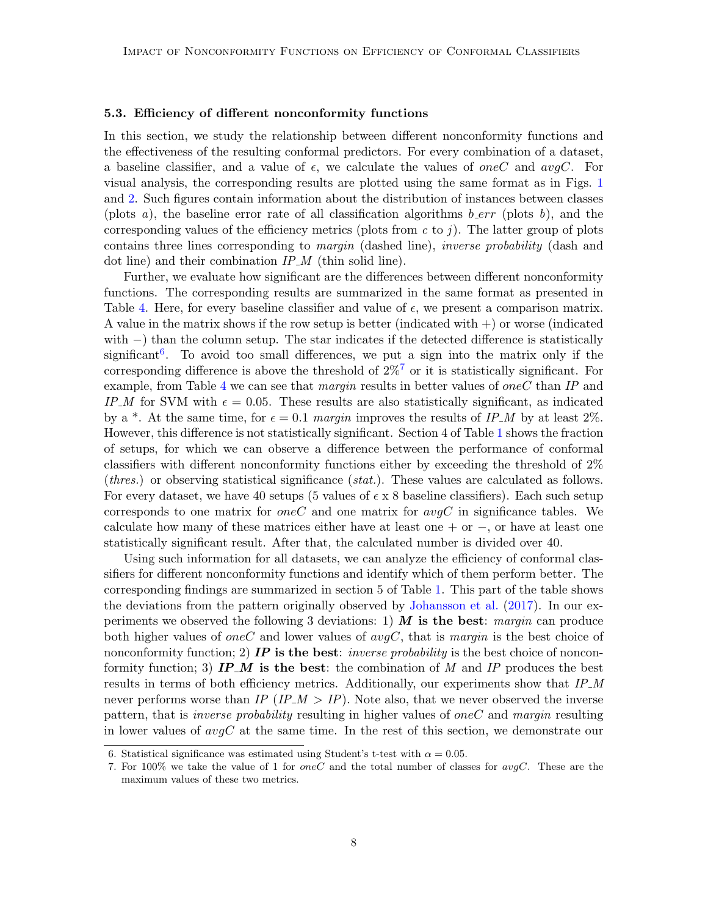### 5.3. Efficiency of different nonconformity functions

In this section, we study the relationship between different nonconformity functions and the effectiveness of the resulting conformal predictors. For every combination of a dataset, a baseline classifier, and a value of $\epsilon$, we calculate the values of *oneC* and *avgC*. For visual analysis, the corresponding results are plotted using the same format as in Figs. 1 and 2. Such figures contain information about the distribution of instances between classes (plots *a*), the baseline error rate of all classification algorithms *b_err* (plots *b*), and the corresponding values of the efficiency metrics (plots from *c* to *j*). The latter group of plots contains three lines corresponding to *margin* (dashed line), *inverse probability* (dash and dot line) and their combination *IP_M* (thin solid line).

Further, we evaluate how significant are the differences between different nonconformity functions. The corresponding results are summarized in the same format as presented in Table 4. Here, for every baseline classifier and value of $\epsilon$, we present a comparison matrix. A value in the matrix shows if the row setup is better (indicated with +) or worse (indicated with −) than the column setup. The star indicates if the detected difference is statistically significant[6]. To avoid too small differences, we put a sign into the matrix only if the corresponding difference is above the threshold of 2%[7] or it is statistically significant. For example, from Table 4 we can see that *margin* results in better values of *oneC* than *IP* and *IP_M* for SVM with $\epsilon = 0.05$. These results are also statistically significant, as indicated by a *. At the same time, for $\epsilon = 0.1$ *margin* improves the results of *IP_M* by at least 2%. However, this difference is not statistically significant. Section 4 of Table 1 shows the fraction of setups, for which we can observe a difference between the performance of conformal classifiers with different nonconformity functions either by exceeding the threshold of 2% (*thres.*) or observing statistical significance (*stat.*). These values are calculated as follows. For every dataset, we have 40 setups (5 values of $\epsilon$ x 8 baseline classifiers). Each such setup corresponds to one matrix for *oneC* and one matrix for *avgC* in significance tables. We calculate how many of these matrices either have at least one + or −, or have at least one statistically significant result. After that, the calculated number is divided over 40.

Using such information for all datasets, we can analyze the efficiency of conformal classifiers for different nonconformity functions and identify which of them perform better. The corresponding findings are summarized in section 5 of Table 1. This part of the table shows the deviations from the pattern originally observed by Johansson et al. (2017). In our experiments we observed the following 3 deviations: 1) ***M* is the best**: *margin* can produce both higher values of *oneC* and lower values of *avgC*, that is *margin* is the best choice of nonconformity function; 2) ***IP* is the best**: *inverse probability* is the best choice of nonconformity function; 3) ***IP_M* is the best**: the combination of *M* and *IP* produces the best results in terms of both efficiency metrics. Additionally, our experiments show that *IP_M* never performs worse than *IP* (*IP_M* > *IP*). Note also, that we never observed the inverse pattern, that is *inverse probability* resulting in higher values of *oneC* and *margin* resulting in lower values of *avgC* at the same time. In the rest of this section, we demonstrate our

6. Statistical significance was estimated using Student's t-test with $\alpha = 0.05$.

7. For 100% we take the value of 1 for *oneC* and the total number of classes for *avgC*. These are the maximum values of these two metrics.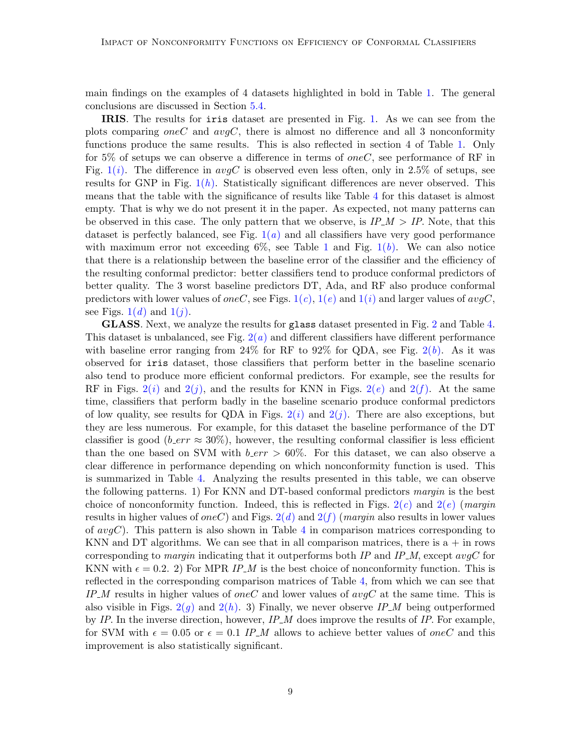main findings on the examples of 4 datasets highlighted in bold in Table 1. The general conclusions are discussed in Section 5.4.

**IRIS**. The results for `iris` dataset are presented in Fig. 1. As we can see from the plots comparing *oneC* and *avgC*, there is almost no difference and all 3 nonconformity functions produce the same results. This is also reflected in section 4 of Table 1. Only for 5% of setups we can observe a difference in terms of *oneC*, see performance of RF in Fig. 1$(i)$. The difference in *avgC* is observed even less often, only in 2.5% of setups, see results for GNP in Fig. 1$(h)$. Statistically significant differences are never observed. This means that the table with the significance of results like Table 4 for this dataset is almost empty. That is why we do not present it in the paper. As expected, not many patterns can be observed in this case. The only pattern that we observe, is *IP_M* > *IP*. Note, that this dataset is perfectly balanced, see Fig. 1$(a)$ and all classifiers have very good performance with maximum error not exceeding 6%, see Table 1 and Fig. 1$(b)$. We can also notice that there is a relationship between the baseline error of the classifier and the efficiency of the resulting conformal predictor: better classifiers tend to produce conformal predictors of better quality. The 3 worst baseline predictors DT, Ada, and RF also produce conformal predictors with lower values of *oneC*, see Figs. 1$(c)$, 1$(e)$ and 1$(i)$ and larger values of *avgC*, see Figs. 1$(d)$ and 1$(j)$.

**GLASS**. Next, we analyze the results for `glass` dataset presented in Fig. 2 and Table 4. This dataset is unbalanced, see Fig. 2$(a)$ and different classifiers have different performance with baseline error ranging from 24% for RF to 92% for QDA, see Fig. 2$(b)$. As it was observed for `iris` dataset, those classifiers that perform better in the baseline scenario also tend to produce more efficient conformal predictors. For example, see the results for RF in Figs. 2$(i)$ and 2$(j)$, and the results for KNN in Figs. 2$(e)$ and 2$(f)$. At the same time, classifiers that perform badly in the baseline scenario produce conformal predictors of low quality, see results for QDA in Figs. 2$(i)$ and 2$(j)$. There are also exceptions, but they are less numerous. For example, for this dataset the baseline performance of the DT classifier is good (*b_err* $\approx$ 30%), however, the resulting conformal classifier is less efficient than the one based on SVM with *b_err* $>$ 60%. For this dataset, we can also observe a clear difference in performance depending on which nonconformity function is used. This is summarized in Table 4. Analyzing the results presented in this table, we can observe the following patterns. 1) For KNN and DT-based conformal predictors *margin* is the best choice of nonconformity function. Indeed, this is reflected in Figs. 2$(c)$ and 2$(e)$ (*margin* results in higher values of *oneC*) and Figs. 2$(d)$ and 2$(f)$ (*margin* also results in lower values of *avgC*). This pattern is also shown in Table 4 in comparison matrices corresponding to KNN and DT algorithms. We can see that in all comparison matrices, there is a + in rows corresponding to *margin* indicating that it outperforms both *IP* and *IP_M*, except *avgC* for KNN with $\epsilon = 0.2$. 2) For MPR *IP_M* is the best choice of nonconformity function. This is reflected in the corresponding comparison matrices of Table 4, from which we can see that *IP_M* results in higher values of *oneC* and lower values of *avgC* at the same time. This is also visible in Figs. 2$(g)$ and 2$(h)$. 3) Finally, we never observe *IP_M* being outperformed by *IP*. In the inverse direction, however, *IP_M* does improve the results of *IP*. For example, for SVM with $\epsilon = 0.05$ or $\epsilon = 0.1$ *IP_M* allows to achieve better values of *oneC* and this improvement is also statistically significant.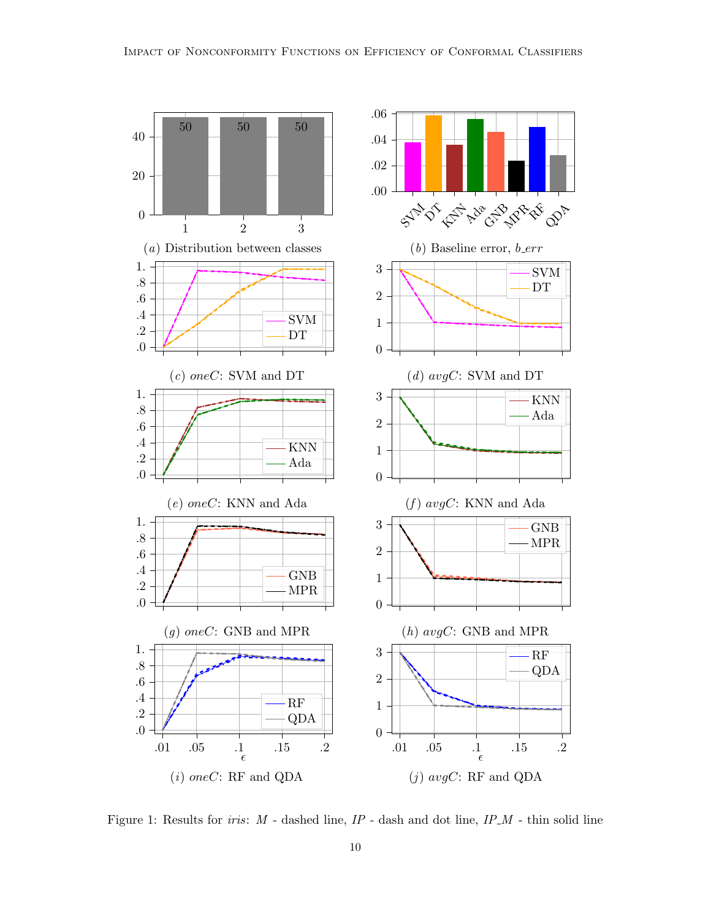Figure 1: Results for *iris*: *M* - dashed line, *IP* - dash and dot line, *IP_M* - thin solid line

(*a*) Distribution between classes

(*b*) Baseline error, *b_err*

(*c*) *oneC*: SVM and DT

(*d*) *avgC*: SVM and DT

(*e*) *oneC*: KNN and Ada

(*f*) *avgC*: KNN and Ada

(*g*) *oneC*: GNB and MPR

(*h*) *avgC*: GNB and MPR

(*i*) *oneC*: RF and QDA

(*j*) *avgC*: RF and QDA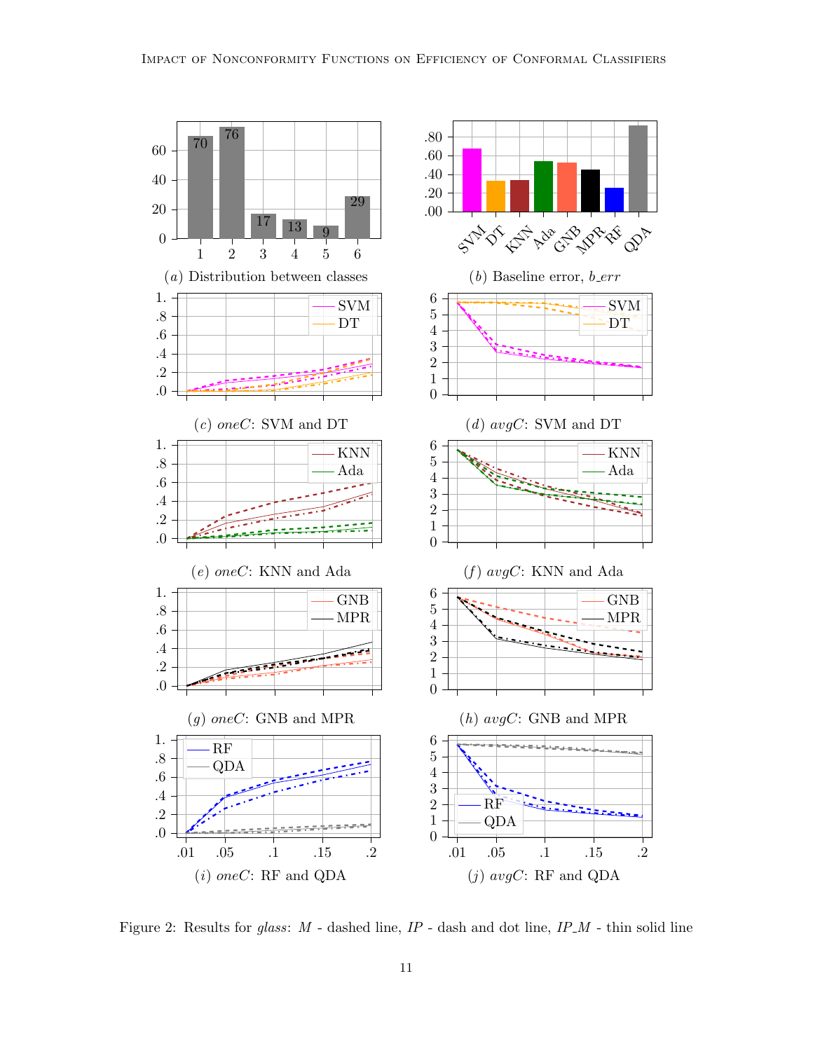(a) Distribution between classes

(b) Baseline error, $b\_err$

(c) *oneC*: SVM and DT

(d) *avgC*: SVM and DT

(e) *oneC*: KNN and Ada

(f) *avgC*: KNN and Ada

(g) *oneC*: GNB and MPR

(h) *avgC*: GNB and MPR

(i) *oneC*: RF and QDA

(j) *avgC*: RF and QDA

Figure 2: Results for *glass*: *M* - dashed line, *IP* - dash and dot line, *IP_M* - thin solid line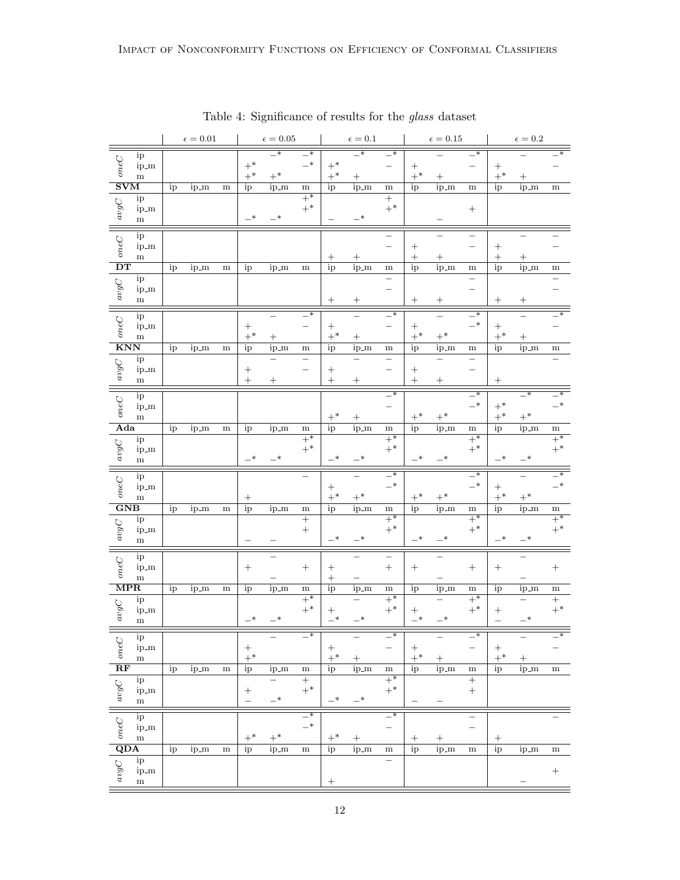Table 4: Significance of results for the *glass* dataset

| | | $\epsilon = 0.01$ | | | $\epsilon = 0.05$ | | | $\epsilon = 0.1$ | | | $\epsilon = 0.15$ | | | $\epsilon = 0.2$ | | |
|---|---|---|---|---|---|---|---|---|---|---|---|---|---|---|---|---|
| *oneC* | ip | | | | | $-^*$ | $-^*$ | | $-^*$ | $-^*$ | | $-$ | $-^*$ | | $-$ | $-^*$ |
| | ip_m | | | | $+^*$ | | $-^*$ | $+^*$ | | $-$ | $+$ | | $-$ | $+$ | | $-$ |
| | m | | | | $+^*$ | $+^*$ | | $+^*$ | $+$ | | $+^*$ | $+$ | | $+^*$ | $+$ | |
| **SVM** | | ip | ip_m | m | ip | ip_m | m | ip | ip_m | m | ip | ip_m | m | ip | ip_m | m |
| *avgC* | ip | | | | | | $+^*$ | | | $+$ | | | | | | |
| | ip_m | | | | | | $+^*$ | | | $+^*$ | | | $+$ | | | |
| | m | | | | $-^*$ | $-^*$ | | $-$ | $-^*$ | | | $-$ | | | | |
| *oneC* | ip | | | | | | | | | $-$ | | $-$ | $-$ | | $-$ | $-$ |
| | ip_m | | | | | | | | | $-$ | $+$ | | $-$ | $+$ | | $-$ |
| | m | | | | | | | $+$ | $+$ | | $+$ | $+$ | | $+$ | $+$ | |
| **DT** | | ip | ip_m | m | ip | ip_m | m | ip | ip_m | m | ip | ip_m | m | ip | ip_m | m |
| *avgC* | ip | | | | | | | | | $-$ | | | $-$ | | | $-$ |
| | ip_m | | | | | | | | | $-$ | | | $-$ | | | $-$ |
| | m | | | | | | | $+$ | $+$ | | $+$ | $+$ | | $+$ | $+$ | |
| *oneC* | ip | | | | | $-$ | $-^*$ | | $-$ | $-^*$ | | $-$ | $-^*$ | | $-$ | $-^*$ |
| | ip_m | | | | $+$ | | $-$ | $+$ | | $-$ | $+$ | | $-^*$ | $+$ | | $-$ |
| | m | | | | $+^*$ | $+$ | | $+^*$ | $+$ | | $+^*$ | $+^*$ | | $+^*$ | $+$ | |
| **KNN** | | ip | ip_m | m | ip | ip_m | m | ip | ip_m | m | ip | ip_m | m | ip | ip_m | m |
| *avgC* | ip | | | | | $-$ | $-$ | | $-$ | $-$ | | $-$ | $-$ | | | $-$ |
| | ip_m | | | | $+$ | | $-$ | $+$ | | $-$ | $+$ | | $-$ | | | |
| | m | | | | $+$ | $+$ | | $+$ | $+$ | | $+$ | $+$ | | $+$ | | |
| *oneC* | ip | | | | | | | | | $-^*$ | | | $-^*$ | | $-^*$ | $-^*$ |
| | ip_m | | | | | | | | | $-$ | | | $-^*$ | $+^*$ | | $-^*$ |
| | m | | | | | | | $+^*$ | $+$ | | $+^*$ | $+^*$ | | $+^*$ | $+^*$ | |
| **Ada** | | ip | ip_m | m | ip | ip_m | m | ip | ip_m | m | ip | ip_m | m | ip | ip_m | m |
| *avgC* | ip | | | | | | $+^*$ | | | $+^*$ | | | $+^*$ | | | $+^*$ |
| | ip_m | | | | | | $+^*$ | | | $+^*$ | | | $+^*$ | | | $+^*$ |
| | m | | | | $-^*$ | $-^*$ | | $-^*$ | $-^*$ | | $-^*$ | $-^*$ | | $-^*$ | $-^*$ | |
| *oneC* | ip | | | | | | $-$ | | $-$ | $-^*$ | | | $-^*$ | | $-$ | $-^*$ |
| | ip_m | | | | | | | $+$ | | $-^*$ | | | $-^*$ | $+$ | | $-^*$ |
| | m | | | | $+$ | | | $+^*$ | $+^*$ | | $+^*$ | $+^*$ | | $+^*$ | $+^*$ | |
| **GNB** | | ip | ip_m | m | ip | ip_m | m | ip | ip_m | m | ip | ip_m | m | ip | ip_m | m |
| *avgC* | ip | | | | | | $+$ | | | $+^*$ | | | $+^*$ | | | $+^*$ |
| | ip_m | | | | | | $+$ | | | $+^*$ | | | $+^*$ | | | $+^*$ |
| | m | | | | $-$ | $-$ | | $-^*$ | $-^*$ | | $-^*$ | $-^*$ | | $-^*$ | $-^*$ | |
| *oneC* | ip | | | | | $-$ | | | $-$ | $-$ | | $-$ | | | $-$ | |
| | ip_m | | | | $+$ | | $+$ | $+$ | | $+$ | $+$ | | $+$ | $+$ | | $+$ |
| | m | | | | | $-$ | | $+$ | $-$ | | | $-$ | | | $-$ | |
| **MPR** | | ip | ip_m | m | ip | ip_m | m | ip | ip_m | m | ip | ip_m | m | ip | ip_m | m |
| *avgC* | ip | | | | | | $+^*$ | | $-$ | $+^*$ | | $-$ | $+^*$ | | $-$ | $+$ |
| | ip_m | | | | | | $+^*$ | $+$ | | $+^*$ | $+$ | | $+^*$ | $+$ | | $+^*$ |
| | m | | | | $-^*$ | $-^*$ | | $-^*$ | $-^*$ | | $-^*$ | $-^*$ | | $-$ | $-^*$ | |
| *oneC* | ip | | | | | $-$ | $-^*$ | | $-$ | $-^*$ | | $-$ | $-^*$ | | $-$ | $-^*$ |
| | ip_m | | | | $+$ | | | $+$ | | $-$ | $+$ | | $-$ | $+$ | | $-$ |
| | m | | | | $+^*$ | | | $+^*$ | $+$ | | $+^*$ | $+$ | | $+^*$ | $+$ | |
| **RF** | | ip | ip_m | m | ip | ip_m | m | ip | ip_m | m | ip | ip_m | m | ip | ip_m | m |
| *avgC* | ip | | | | | $-$ | $+$ | | | $+^*$ | | | $+$ | | | |
| | ip_m | | | | $+$ | | $+^*$ | | | $+^*$ | | | $+$ | | | |
| | m | | | | $-$ | $-^*$ | | $-^*$ | $-^*$ | | $-$ | $-$ | | | | |
| *oneC* | ip | | | | | | $-^*$ | | | $-^*$ | | | $-$ | | | $-$ |
| | ip_m | | | | | | $-^*$ | | | $-$ | | | $-$ | | | |
| | m | | | | $+^*$ | $+^*$ | | $+^*$ | $+$ | | $+$ | $+$ | | $+$ | | |
| **QDA** | | ip | ip_m | m | ip | ip_m | m | ip | ip_m | m | ip | ip_m | m | ip | ip_m | m |
| *avgC* | ip | | | | | | | | | $-$ | | | | | | |
| | ip_m | | | | | | | | | | | | | | | $+$ |
| | m | | | | | | | $+$ | | | | | | | $-$ | |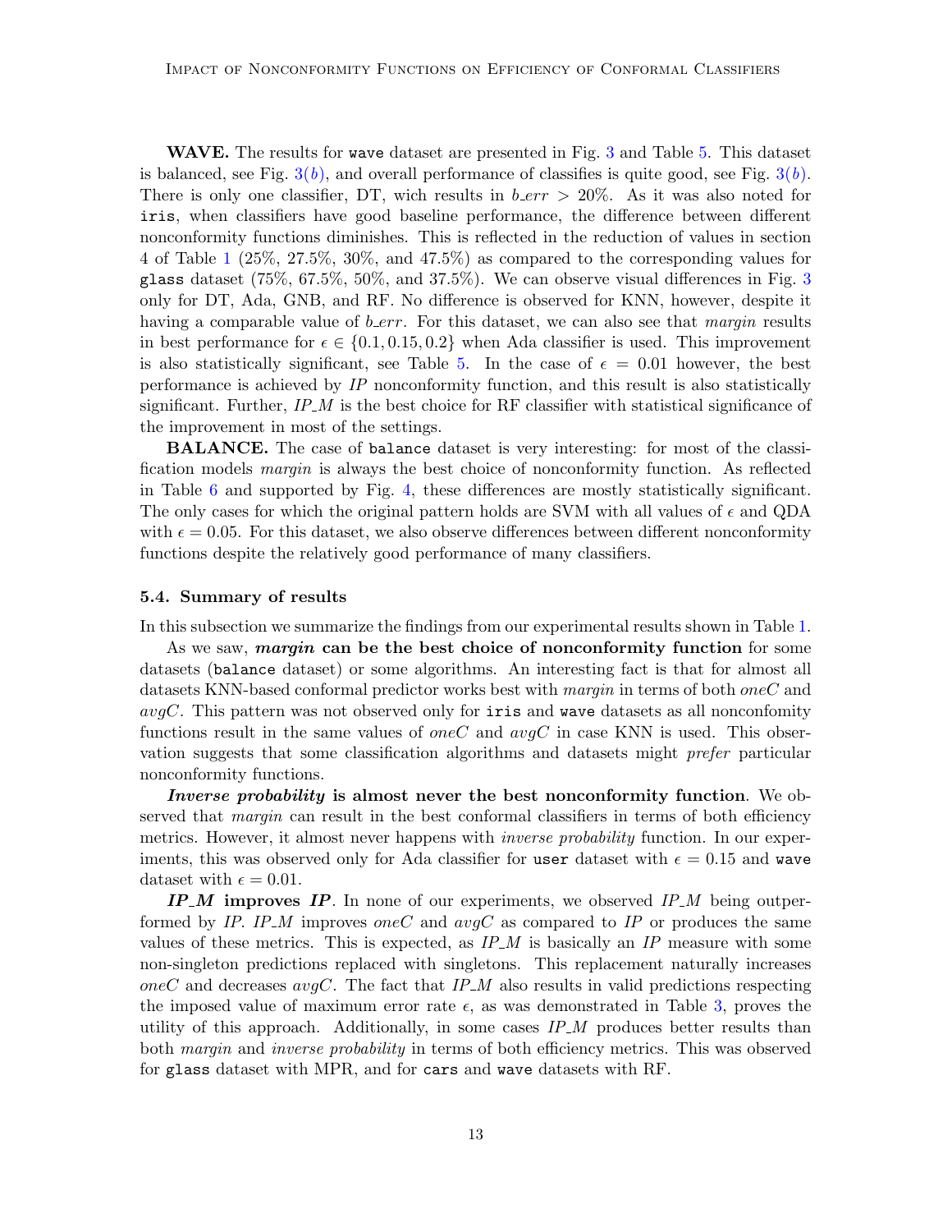**WAVE.** The results for `wave` dataset are presented in Fig. 3 and Table 5. This dataset is balanced, see Fig. 3(*b*), and overall performance of classifies is quite good, see Fig. 3(*b*). There is only one classifier, DT, wich results in $b\_err > 20\%$. As it was also noted for `iris`, when classifiers have good baseline performance, the difference between different nonconformity functions diminishes. This is reflected in the reduction of values in section 4 of Table 1 (25%, 27.5%, 30%, and 47.5%) as compared to the corresponding values for `glass` dataset (75%, 67.5%, 50%, and 37.5%). We can observe visual differences in Fig. 3 only for DT, Ada, GNB, and RF. No difference is observed for KNN, however, despite it having a comparable value of $b\_err$. For this dataset, we can also see that *margin* results in best performance for $\epsilon \in \{0.1, 0.15, 0.2\}$ when Ada classifier is used. This improvement is also statistically significant, see Table 5. In the case of $\epsilon = 0.01$ however, the best performance is achieved by *IP* nonconformity function, and this result is also statistically significant. Further, *IP_M* is the best choice for RF classifier with statistical significance of the improvement in most of the settings.

**BALANCE.** The case of `balance` dataset is very interesting: for most of the classification models *margin* is always the best choice of nonconformity function. As reflected in Table 6 and supported by Fig. 4, these differences are mostly statistically significant. The only cases for which the original pattern holds are SVM with all values of $\epsilon$ and QDA with $\epsilon = 0.05$. For this dataset, we also observe differences between different nonconformity functions despite the relatively good performance of many classifiers.

### 5.4. Summary of results

In this subsection we summarize the findings from our experimental results shown in Table 1.

As we saw, ***margin* can be the best choice of nonconformity function** for some datasets (`balance` dataset) or some algorithms. An interesting fact is that for almost all datasets KNN-based conformal predictor works best with *margin* in terms of both *oneC* and *avgC*. This pattern was not observed only for `iris` and `wave` datasets as all nonconfomity functions result in the same values of *oneC* and *avgC* in case KNN is used. This observation suggests that some classification algorithms and datasets might *prefer* particular nonconformity functions.

***Inverse probability* is almost never the best nonconformity function**. We observed that *margin* can result in the best conformal classifiers in terms of both efficiency metrics. However, it almost never happens with *inverse probability* function. In our experiments, this was observed only for Ada classifier for `user` dataset with $\epsilon = 0.15$ and `wave` dataset with $\epsilon = 0.01$.

***IP_M* improves *IP***. In none of our experiments, we observed *IP_M* being outperformed by *IP*. *IP_M* improves *oneC* and *avgC* as compared to *IP* or produces the same values of these metrics. This is expected, as *IP_M* is basically an *IP* measure with some non-singleton predictions replaced with singletons. This replacement naturally increases *oneC* and decreases *avgC*. The fact that *IP_M* also results in valid predictions respecting the imposed value of maximum error rate $\epsilon$, as was demonstrated in Table 3, proves the utility of this approach. Additionally, in some cases *IP_M* produces better results than both *margin* and *inverse probability* in terms of both efficiency metrics. This was observed for `glass` dataset with MPR, and for `cars` and `wave` datasets with RF.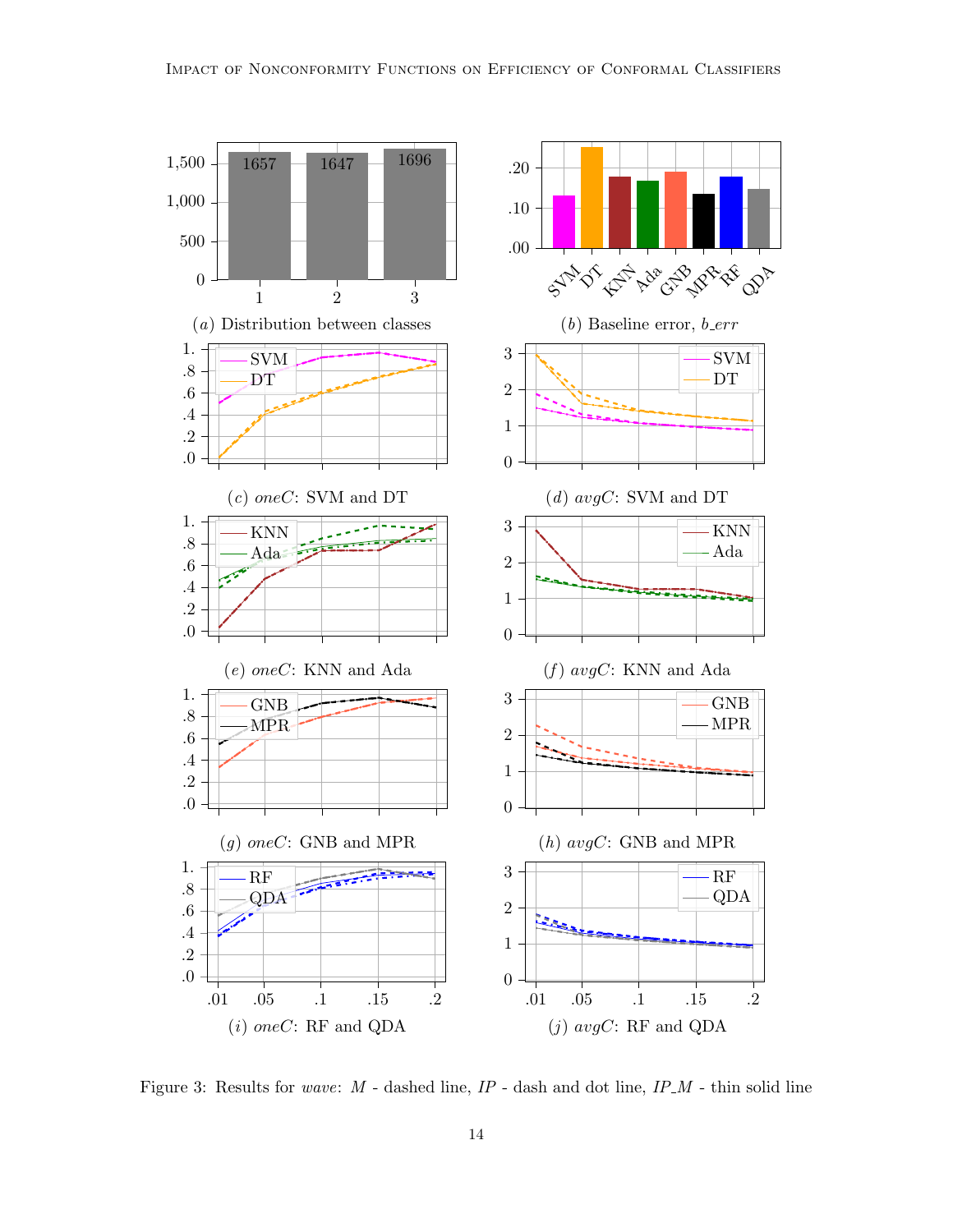(a) Distribution between classes

(b) Baseline error, *b_err*

(c) *oneC*: SVM and DT

(d) *avgC*: SVM and DT

(e) *oneC*: KNN and Ada

(f) *avgC*: KNN and Ada

(g) *oneC*: GNB and MPR

(h) *avgC*: GNB and MPR

(i) *oneC*: RF and QDA

(j) *avgC*: RF and QDA

Figure 3: Results for *wave*: *M* - dashed line, *IP* - dash and dot line, *IP_M* - thin solid line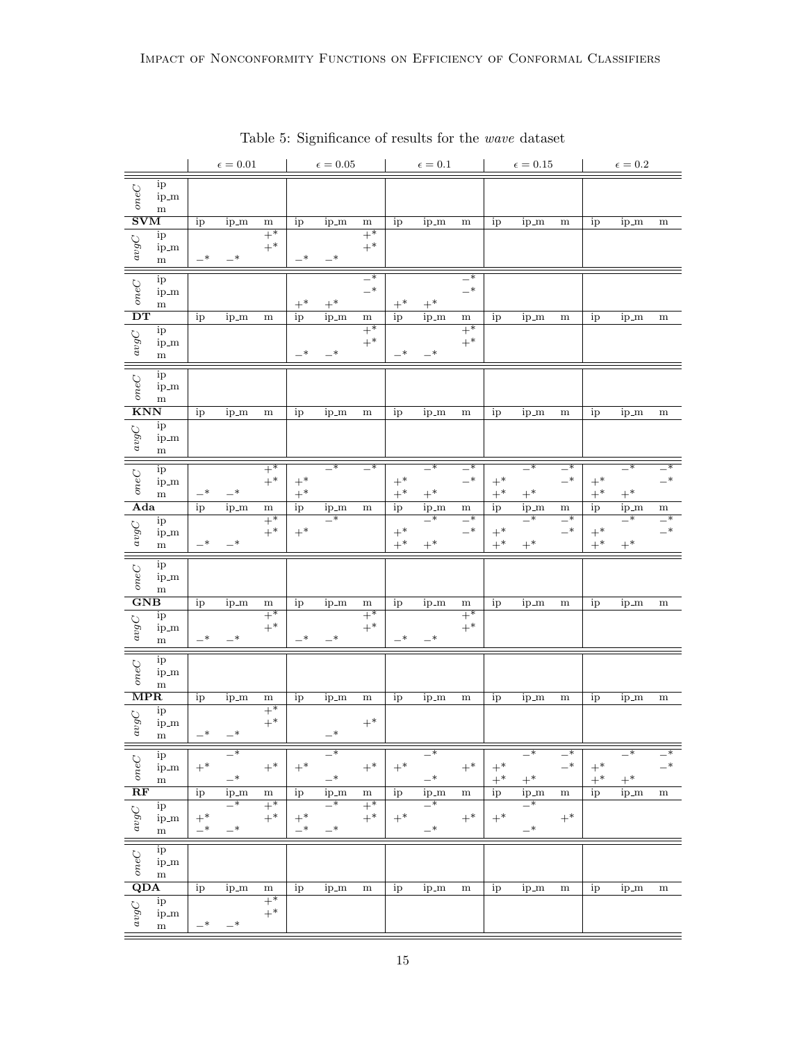Table 5: Significance of results for the *wave* dataset

| | | $\epsilon = 0.01$ | | | $\epsilon = 0.05$ | | | $\epsilon = 0.1$ | | | $\epsilon = 0.15$ | | | $\epsilon = 0.2$ | | |
|---|---|---|---|---|---|---|---|---|---|---|---|---|---|---|---|---|
| *oneC* | ip | | | | | | | | | | | | | | | |
| *oneC* | ip_m | | | | | | | | | | | | | | | |
| *oneC* | m | | | | | | | | | | | | | | | |
| **SVM** | | ip | ip_m | m | ip | ip_m | m | ip | ip_m | m | ip | ip_m | m | ip | ip_m | m |
| *avgC* | ip | | | $+^*$ | | | $+^*$ | | | | | | | | | |
| *avgC* | ip_m | | | $+^*$ | | | $+^*$ | | | | | | | | | |
| *avgC* | m | $-^*$ | $-^*$ | | $-^*$ | $-^*$ | | | | | | | | | | |
| *oneC* | ip | | | | | | $-^*$ | | | $-^*$ | | | | | | |
| *oneC* | ip_m | | | | | | $-^*$ | | | $-^*$ | | | | | | |
| *oneC* | m | | | | $+^*$ | $+^*$ | | $+^*$ | $+^*$ | | | | | | | |
| **DT** | | ip | ip_m | m | ip | ip_m | m | ip | ip_m | m | ip | ip_m | m | ip | ip_m | m |
| *avgC* | ip | | | | | | $+^*$ | | | $+^*$ | | | | | | |
| *avgC* | ip_m | | | | | | $+^*$ | | | $+^*$ | | | | | | |
| *avgC* | m | | | | $-^*$ | $-^*$ | | $-^*$ | $-^*$ | | | | | | | |
| *oneC* | ip | | | | | | | | | | | | | | | |
| *oneC* | ip_m | | | | | | | | | | | | | | | |
| *oneC* | m | | | | | | | | | | | | | | | |
| **KNN** | | ip | ip_m | m | ip | ip_m | m | ip | ip_m | m | ip | ip_m | m | ip | ip_m | m |
| *avgC* | ip | | | | | | | | | | | | | | | |
| *avgC* | ip_m | | | | | | | | | | | | | | | |
| *avgC* | m | | | | | | | | | | | | | | | |
| *oneC* | ip | | | $+^*$ | | $-^*$ | $-^*$ | | $-^*$ | $-^*$ | | $-^*$ | $-^*$ | | $-^*$ | $-^*$ |
| *oneC* | ip_m | | | $+^*$ | $+^*$ | | | $+^*$ | | $-^*$ | $+^*$ | | $-^*$ | $+^*$ | | $-^*$ |
| *oneC* | m | $-^*$ | $-^*$ | | $+^*$ | | | $+^*$ | $+^*$ | | $+^*$ | $+^*$ | | $+^*$ | $+^*$ | |
| **Ada** | | ip | ip_m | m | ip | ip_m | m | ip | ip_m | m | ip | ip_m | m | ip | ip_m | m |
| *avgC* | ip | | | $+^*$ | | $-^*$ | | | $-^*$ | $-^*$ | | $-^*$ | $-^*$ | | $-^*$ | $-^*$ |
| *avgC* | ip_m | | | $+^*$ | $+^*$ | | | $+^*$ | | $-^*$ | $+^*$ | | $-^*$ | $+^*$ | | $-^*$ |
| *avgC* | m | $-^*$ | $-^*$ | | | | | $+^*$ | $+^*$ | | $+^*$ | $+^*$ | | $+^*$ | $+^*$ | |
| *oneC* | ip | | | | | | | | | | | | | | | |
| *oneC* | ip_m | | | | | | | | | | | | | | | |
| *oneC* | m | | | | | | | | | | | | | | | |
| **GNB** | | ip | ip_m | m | ip | ip_m | m | ip | ip_m | m | ip | ip_m | m | ip | ip_m | m |
| *avgC* | ip | | | $+^*$ | | | $+^*$ | | | $+^*$ | | | | | | |
| *avgC* | ip_m | | | $+^*$ | | | $+^*$ | | | $+^*$ | | | | | | |
| *avgC* | m | $-^*$ | $-^*$ | | $-^*$ | $-^*$ | | $-^*$ | $-^*$ | | | | | | | |
| *oneC* | ip | | | | | | | | | | | | | | | |
| *oneC* | ip_m | | | | | | | | | | | | | | | |
| *oneC* | m | | | | | | | | | | | | | | | |
| **MPR** | | ip | ip_m | m | ip | ip_m | m | ip | ip_m | m | ip | ip_m | m | ip | ip_m | m |
| *avgC* | ip | | | $+^*$ | | | | | | | | | | | | |
| *avgC* | ip_m | | | $+^*$ | | | $+^*$ | | | | | | | | | |
| *avgC* | m | $-^*$ | $-^*$ | | | $-^*$ | | | | | | | | | | |
| *oneC* | ip | | $-^*$ | | | $-^*$ | | | $-^*$ | | | $-^*$ | $-^*$ | | $-^*$ | $-^*$ |
| *oneC* | ip_m | $+^*$ | | $+^*$ | $+^*$ | | $+^*$ | $+^*$ | | $+^*$ | $+^*$ | | $-^*$ | $+^*$ | | $-^*$ |
| *oneC* | m | | $-^*$ | | | $-^*$ | | | $-^*$ | | $+^*$ | $+^*$ | | $+^*$ | $+^*$ | |
| **RF** | | ip | ip_m | m | ip | ip_m | m | ip | ip_m | m | ip | ip_m | m | ip | ip_m | m |
| *avgC* | ip | | $-^*$ | $+^*$ | | $-^*$ | $+^*$ | | $-^*$ | | | $-^*$ | | | | |
| *avgC* | ip_m | $+^*$ | | $+^*$ | $+^*$ | | $+^*$ | $+^*$ | | $+^*$ | $+^*$ | | $+^*$ | | | |
| *avgC* | m | $-^*$ | $-^*$ | | $-^*$ | $-^*$ | | | $-^*$ | | | $-^*$ | | | | |
| *oneC* | ip | | | | | | | | | | | | | | | |
| *oneC* | ip_m | | | | | | | | | | | | | | | |
| *oneC* | m | | | | | | | | | | | | | | | |
| **QDA** | | ip | ip_m | m | ip | ip_m | m | ip | ip_m | m | ip | ip_m | m | ip | ip_m | m |
| *avgC* | ip | | | $+^*$ | | | | | | | | | | | | |
| *avgC* | ip_m | | | $+^*$ | | | | | | | | | | | | |
| *avgC* | m | $-^*$ | $-^*$ | | | | | | | | | | | | | |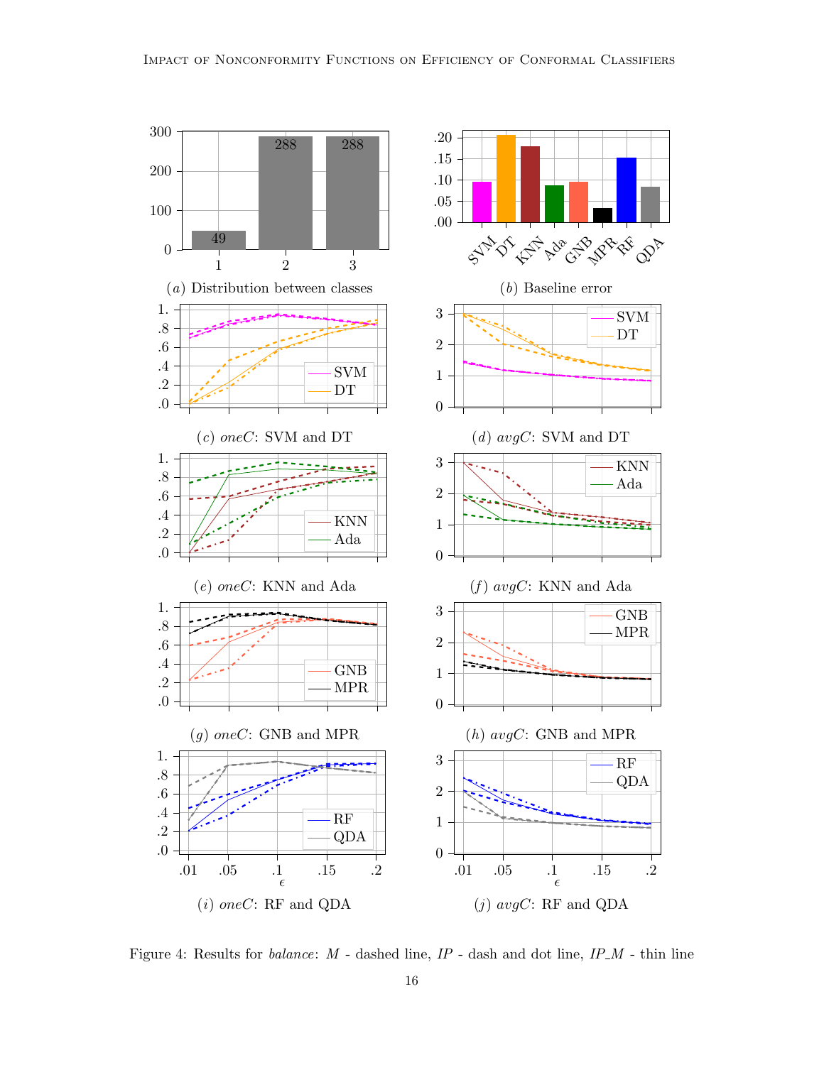(a) Distribution between classes

(b) Baseline error

(c) *oneC*: SVM and DT

(d) *avgC*: SVM and DT

(e) *oneC*: KNN and Ada

(f) *avgC*: KNN and Ada

(g) *oneC*: GNB and MPR

(h) *avgC*: GNB and MPR

(i) *oneC*: RF and QDA

(j) *avgC*: RF and QDA

Figure 4: Results for *balance*: *M* - dashed line, *IP* - dash and dot line, *IP_M* - thin line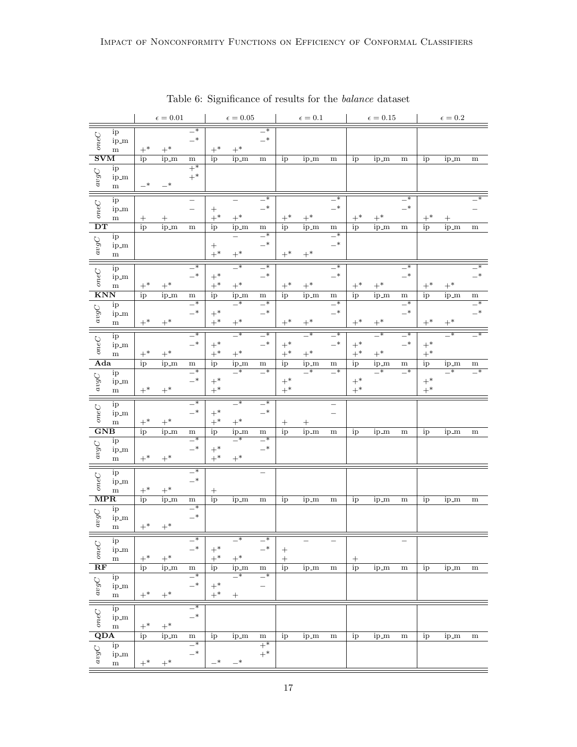Table 6: Significance of results for the *balance* dataset

| | | $\epsilon = 0.01$ | | | $\epsilon = 0.05$ | | | $\epsilon = 0.1$ | | | $\epsilon = 0.15$ | | | $\epsilon = 0.2$ | | |
|---|---|---|---|---|---|---|---|---|---|---|---|---|---|---|---|---|
| *oneC* | ip | | | −* | | | −* | | | | | | | | | |
| | ip_m | | | −* | | | −* | | | | | | | | | |
| | m | +* | +* | | +* | +* | | | | | | | | | | |
| **SVM** | | ip | ip_m | m | ip | ip_m | m | ip | ip_m | m | ip | ip_m | m | ip | ip_m | m |
| *avgC* | ip | | | +* | | | | | | | | | | | | |
| | ip_m | | | +* | | | | | | | | | | | | |
| | m | −* | −* | | | | | | | | | | | | | |
| *oneC* | ip | | | − | | − | −* | | | −* | | | −* | | | −* |
| | ip_m | | | − | + | | −* | | | −* | | | −* | | | − |
| | m | + | + | | +* | +* | | +* | +* | | +* | +* | | +* | + | |
| **DT** | | ip | ip_m | m | ip | ip_m | m | ip | ip_m | m | ip | ip_m | m | ip | ip_m | m |
| *avgC* | ip | | | | | − | −* | | | −* | | | | | | |
| | ip_m | | | | + | | −* | | | −* | | | | | | |
| | m | | | | +* | +* | | +* | +* | | | | | | | |
| *oneC* | ip | | | −* | | −* | −* | | | −* | | | −* | | | −* |
| | ip_m | | | −* | +* | | −* | | | −* | | | −* | | | −* |
| | m | +* | +* | | +* | +* | | +* | +* | | +* | +* | | +* | +* | |
| **KNN** | | ip | ip_m | m | ip | ip_m | m | ip | ip_m | m | ip | ip_m | m | ip | ip_m | m |
| *avgC* | ip | | | −* | | −* | −* | | | −* | | | −* | | | −* |
| | ip_m | | | −* | +* | | −* | | | −* | | | −* | | | −* |
| | m | +* | +* | | +* | +* | | +* | +* | | +* | +* | | +* | +* | |
| *oneC* | ip | | | −* | | −* | −* | | −* | −* | | −* | −* | | −* | −* |
| | ip_m | | | −* | +* | | −* | +* | | −* | +* | | −* | +* | | |
| | m | +* | +* | | +* | +* | | +* | +* | | +* | +* | | +* | | |
| **Ada** | | ip | ip_m | m | ip | ip_m | m | ip | ip_m | m | ip | ip_m | m | ip | ip_m | m |
| *avgC* | ip | | | −* | | −* | −* | | −* | −* | | −* | −* | | −* | −* |
| | ip_m | | | −* | +* | | | +* | | | +* | | | +* | | |
| | m | +* | +* | | +* | | | +* | | | +* | | | +* | | |
| *oneC* | ip | | | −* | | −* | −* | | | − | | | | | | |
| | ip_m | | | −* | +* | | −* | | | − | | | | | | |
| | m | +* | +* | | +* | +* | | + | + | | | | | | | |
| **GNB** | | ip | ip_m | m | ip | ip_m | m | ip | ip_m | m | ip | ip_m | m | ip | ip_m | m |
| *avgC* | ip | | | −* | | −* | −* | | | | | | | | | |
| | ip_m | | | −* | +* | | −* | | | | | | | | | |
| | m | +* | +* | | +* | +* | | | | | | | | | | |
| *oneC* | ip | | | −* | | | − | | | | | | | | | |
| | ip_m | | | −* | | | | | | | | | | | | |
| | m | +* | +* | | + | | | | | | | | | | | |
| **MPR** | | ip | ip_m | m | ip | ip_m | m | ip | ip_m | m | ip | ip_m | m | ip | ip_m | m |
| *avgC* | ip | | | −* | | | | | | | | | | | | |
| | ip_m | | | −* | | | | | | | | | | | | |
| | m | +* | +* | | | | | | | | | | | | | |
| *oneC* | ip | | | −* | | −* | −* | | − | − | | | − | | | |
| | ip_m | | | −* | +* | | −* | + | | | | | | | | |
| | m | +* | +* | | +* | +* | | + | | | + | | | | | |
| **RF** | | ip | ip_m | m | ip | ip_m | m | ip | ip_m | m | ip | ip_m | m | ip | ip_m | m |
| *avgC* | ip | | | −* | | −* | −* | | | | | | | | | |
| | ip_m | | | −* | +* | | − | | | | | | | | | |
| | m | +* | +* | | +* | + | | | | | | | | | | |
| *oneC* | ip | | | −* | | | | | | | | | | | | |
| | ip_m | | | −* | | | | | | | | | | | | |
| | m | +* | +* | | | | | | | | | | | | | |
| **QDA** | | ip | ip_m | m | ip | ip_m | m | ip | ip_m | m | ip | ip_m | m | ip | ip_m | m |
| *avgC* | ip | | | −* | | | +* | | | | | | | | | |
| | ip_m | | | −* | | | +* | | | | | | | | | |
| | m | +* | +* | | −* | −* | | | | | | | | | | |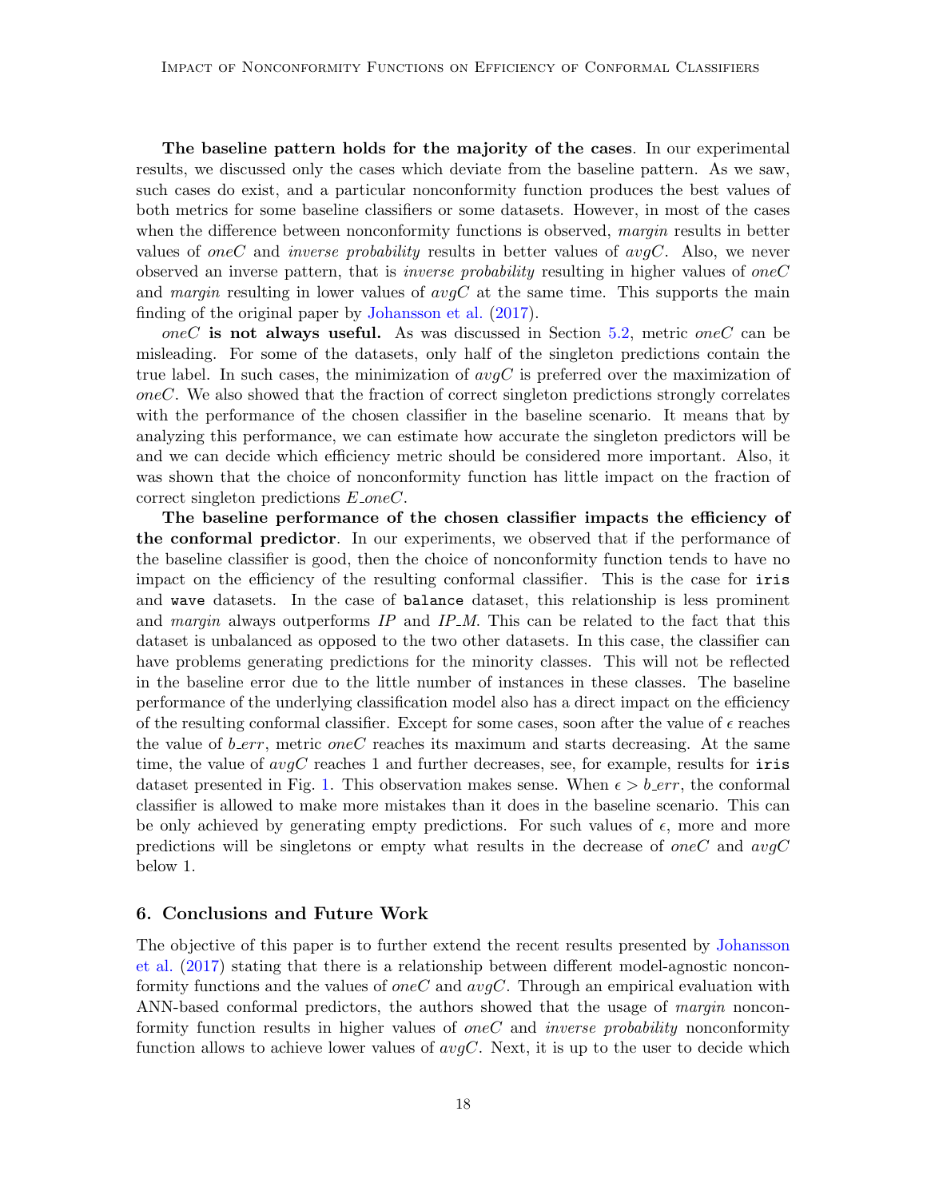**The baseline pattern holds for the majority of the cases**. In our experimental results, we discussed only the cases which deviate from the baseline pattern. As we saw, such cases do exist, and a particular nonconformity function produces the best values of both metrics for some baseline classifiers or some datasets. However, in most of the cases when the difference between nonconformity functions is observed, *margin* results in better values of *oneC* and *inverse probability* results in better values of *avgC*. Also, we never observed an inverse pattern, that is *inverse probability* resulting in higher values of *oneC* and *margin* resulting in lower values of *avgC* at the same time. This supports the main finding of the original paper by Johansson et al. (2017).

***oneC* is not always useful.** As was discussed in Section 5.2, metric *oneC* can be misleading. For some of the datasets, only half of the singleton predictions contain the true label. In such cases, the minimization of *avgC* is preferred over the maximization of *oneC*. We also showed that the fraction of correct singleton predictions strongly correlates with the performance of the chosen classifier in the baseline scenario. It means that by analyzing this performance, we can estimate how accurate the singleton predictors will be and we can decide which efficiency metric should be considered more important. Also, it was shown that the choice of nonconformity function has little impact on the fraction of correct singleton predictions *E_oneC*.

**The baseline performance of the chosen classifier impacts the efficiency of the conformal predictor**. In our experiments, we observed that if the performance of the baseline classifier is good, then the choice of nonconformity function tends to have no impact on the efficiency of the resulting conformal classifier. This is the case for `iris` and `wave` datasets. In the case of `balance` dataset, this relationship is less prominent and *margin* always outperforms *IP* and *IP_M*. This can be related to the fact that this dataset is unbalanced as opposed to the two other datasets. In this case, the classifier can have problems generating predictions for the minority classes. This will not be reflected in the baseline error due to the little number of instances in these classes. The baseline performance of the underlying classification model also has a direct impact on the efficiency of the resulting conformal classifier. Except for some cases, soon after the value of $\epsilon$ reaches the value of *b_err*, metric *oneC* reaches its maximum and starts decreasing. At the same time, the value of *avgC* reaches 1 and further decreases, see, for example, results for `iris` dataset presented in Fig. 1. This observation makes sense. When $\epsilon > b\_err$, the conformal classifier is allowed to make more mistakes than it does in the baseline scenario. This can be only achieved by generating empty predictions. For such values of $\epsilon$, more and more predictions will be singletons or empty what results in the decrease of *oneC* and *avgC* below 1.

## 6. Conclusions and Future Work

The objective of this paper is to further extend the recent results presented by Johansson et al. (2017) stating that there is a relationship between different model-agnostic nonconformity functions and the values of *oneC* and *avgC*. Through an empirical evaluation with ANN-based conformal predictors, the authors showed that the usage of *margin* nonconformity function results in higher values of *oneC* and *inverse probability* nonconformity function allows to achieve lower values of *avgC*. Next, it is up to the user to decide which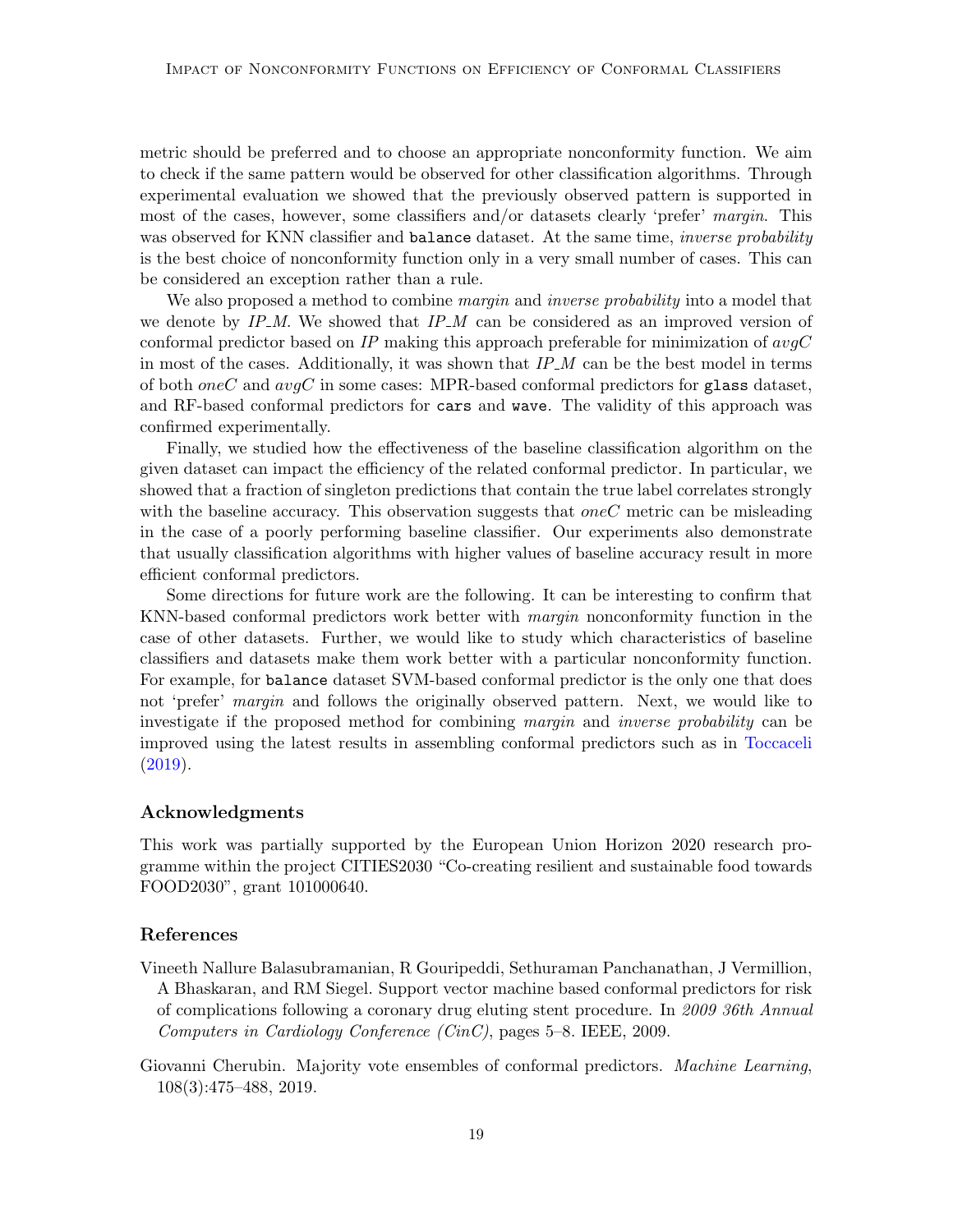metric should be preferred and to choose an appropriate nonconformity function. We aim to check if the same pattern would be observed for other classification algorithms. Through experimental evaluation we showed that the previously observed pattern is supported in most of the cases, however, some classifiers and/or datasets clearly 'prefer' *margin*. This was observed for KNN classifier and `balance` dataset. At the same time, *inverse probability* is the best choice of nonconformity function only in a very small number of cases. This can be considered an exception rather than a rule.

We also proposed a method to combine *margin* and *inverse probability* into a model that we denote by *IP_M*. We showed that *IP_M* can be considered as an improved version of conformal predictor based on *IP* making this approach preferable for minimization of *avgC* in most of the cases. Additionally, it was shown that *IP_M* can be the best model in terms of both *oneC* and *avgC* in some cases: MPR-based conformal predictors for `glass` dataset, and RF-based conformal predictors for `cars` and `wave`. The validity of this approach was confirmed experimentally.

Finally, we studied how the effectiveness of the baseline classification algorithm on the given dataset can impact the efficiency of the related conformal predictor. In particular, we showed that a fraction of singleton predictions that contain the true label correlates strongly with the baseline accuracy. This observation suggests that *oneC* metric can be misleading in the case of a poorly performing baseline classifier. Our experiments also demonstrate that usually classification algorithms with higher values of baseline accuracy result in more efficient conformal predictors.

Some directions for future work are the following. It can be interesting to confirm that KNN-based conformal predictors work better with *margin* nonconformity function in the case of other datasets. Further, we would like to study which characteristics of baseline classifiers and datasets make them work better with a particular nonconformity function. For example, for `balance` dataset SVM-based conformal predictor is the only one that does not 'prefer' *margin* and follows the originally observed pattern. Next, we would like to investigate if the proposed method for combining *margin* and *inverse probability* can be improved using the latest results in assembling conformal predictors such as in Toccaceli (2019).

## Acknowledgments

This work was partially supported by the European Union Horizon 2020 research programme within the project CITIES2030 "Co-creating resilient and sustainable food towards FOOD2030", grant 101000640.

## References

Vineeth Nallure Balasubramanian, R Gouripeddi, Sethuraman Panchanathan, J Vermillion, A Bhaskaran, and RM Siegel. Support vector machine based conformal predictors for risk of complications following a coronary drug eluting stent procedure. In *2009 36th Annual Computers in Cardiology Conference (CinC)*, pages 5–8. IEEE, 2009.

Giovanni Cherubin. Majority vote ensembles of conformal predictors. *Machine Learning*, 108(3):475–488, 2019.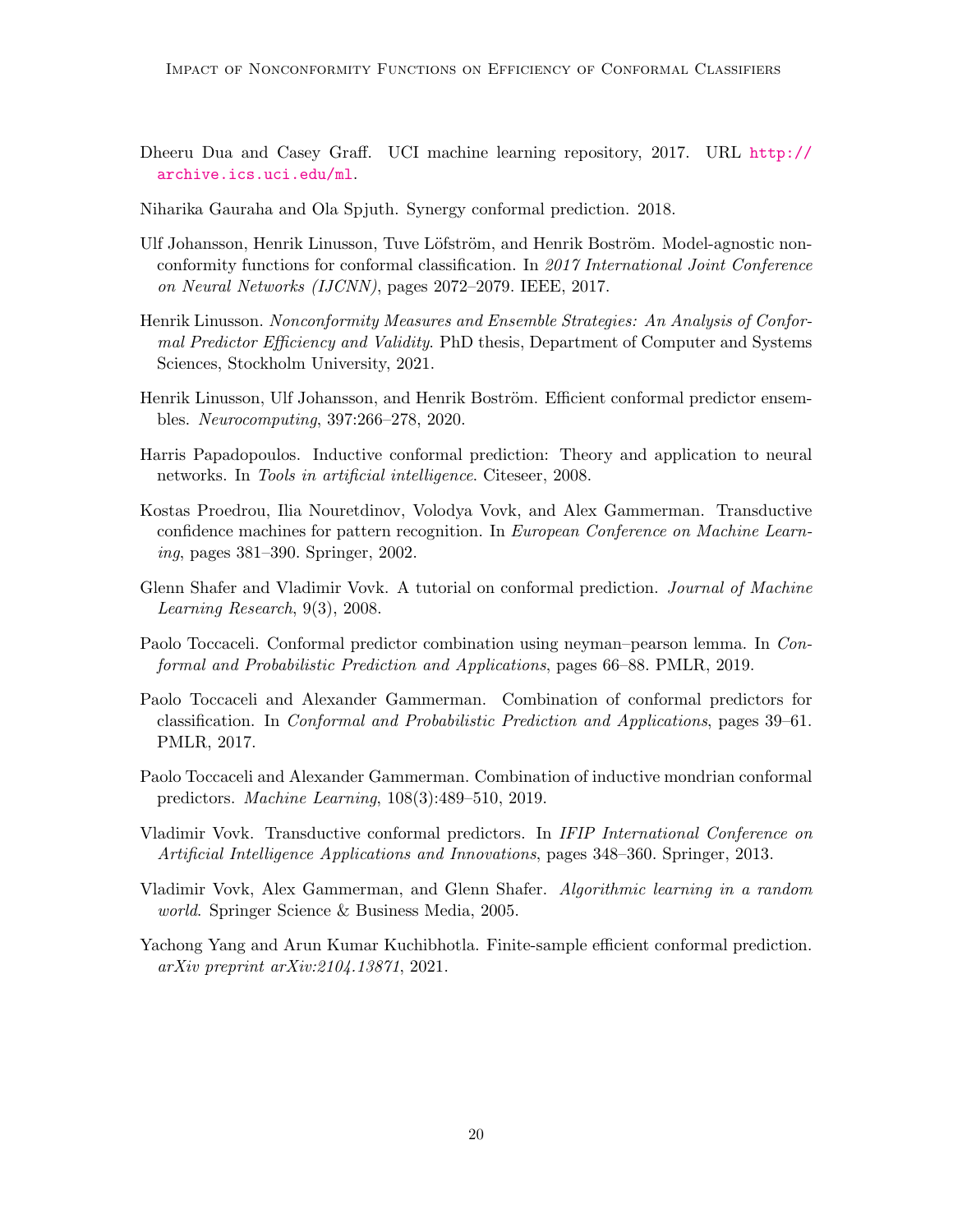Dheeru Dua and Casey Graff. UCI machine learning repository, 2017. URL http://archive.ics.uci.edu/ml.

Niharika Gauraha and Ola Spjuth. Synergy conformal prediction. 2018.

Ulf Johansson, Henrik Linusson, Tuve Löfström, and Henrik Boström. Model-agnostic nonconformity functions for conformal classification. In *2017 International Joint Conference on Neural Networks (IJCNN)*, pages 2072–2079. IEEE, 2017.

Henrik Linusson. *Nonconformity Measures and Ensemble Strategies: An Analysis of Conformal Predictor Efficiency and Validity*. PhD thesis, Department of Computer and Systems Sciences, Stockholm University, 2021.

Henrik Linusson, Ulf Johansson, and Henrik Boström. Efficient conformal predictor ensembles. *Neurocomputing*, 397:266–278, 2020.

Harris Papadopoulos. Inductive conformal prediction: Theory and application to neural networks. In *Tools in artificial intelligence*. Citeseer, 2008.

Kostas Proedrou, Ilia Nouretdinov, Volodya Vovk, and Alex Gammerman. Transductive confidence machines for pattern recognition. In *European Conference on Machine Learning*, pages 381–390. Springer, 2002.

Glenn Shafer and Vladimir Vovk. A tutorial on conformal prediction. *Journal of Machine Learning Research*, 9(3), 2008.

Paolo Toccaceli. Conformal predictor combination using neyman–pearson lemma. In *Conformal and Probabilistic Prediction and Applications*, pages 66–88. PMLR, 2019.

Paolo Toccaceli and Alexander Gammerman. Combination of conformal predictors for classification. In *Conformal and Probabilistic Prediction and Applications*, pages 39–61. PMLR, 2017.

Paolo Toccaceli and Alexander Gammerman. Combination of inductive mondrian conformal predictors. *Machine Learning*, 108(3):489–510, 2019.

Vladimir Vovk. Transductive conformal predictors. In *IFIP International Conference on Artificial Intelligence Applications and Innovations*, pages 348–360. Springer, 2013.

Vladimir Vovk, Alex Gammerman, and Glenn Shafer. *Algorithmic learning in a random world*. Springer Science & Business Media, 2005.

Yachong Yang and Arun Kumar Kuchibhotla. Finite-sample efficient conformal prediction. *arXiv preprint arXiv:2104.13871*, 2021.